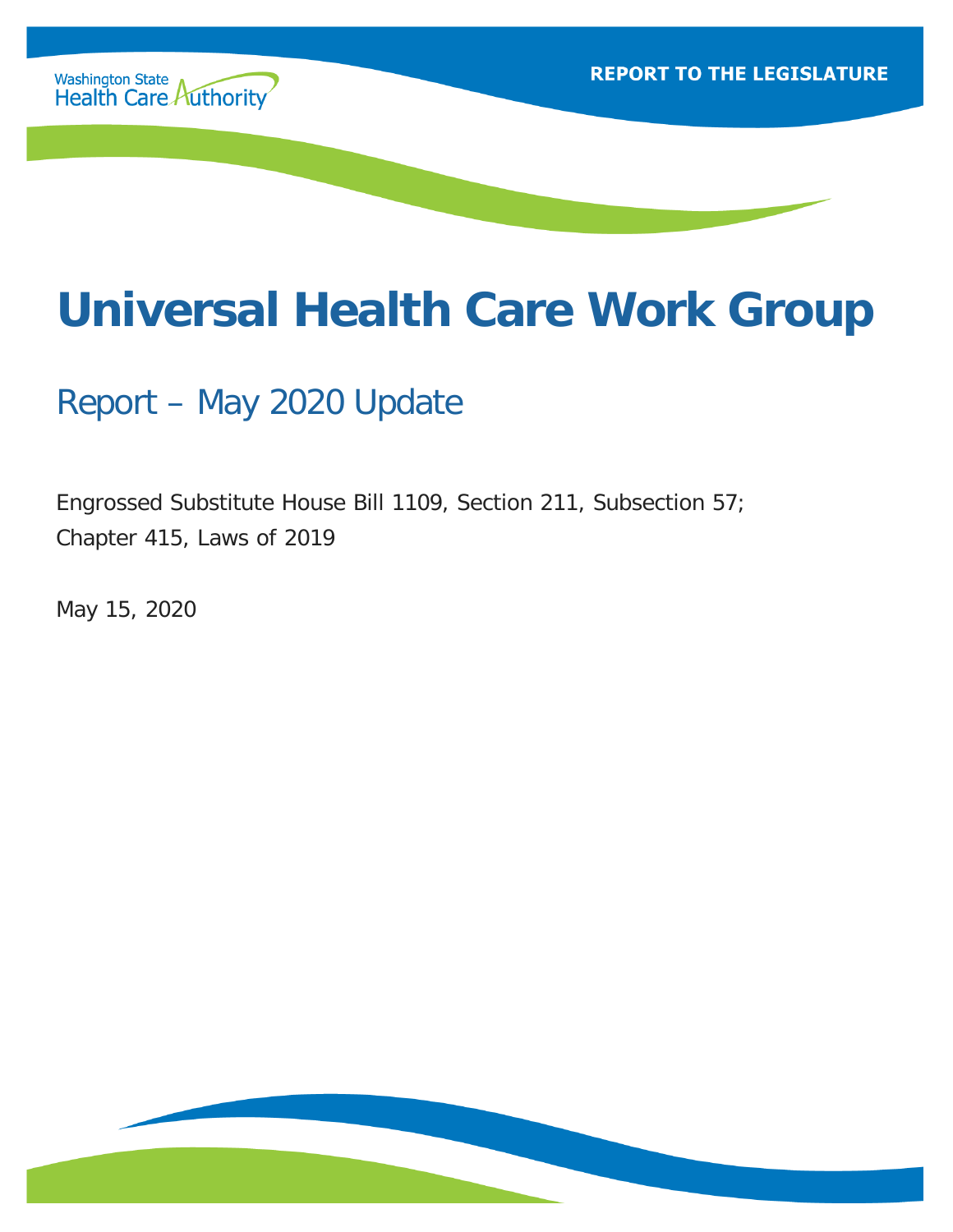Washington State Health Care Authority

REPORT TO THE LEGISLATURE

# Universal Health Care Work Group

## Report – May 2020 Update

Engrossed Substitute House Bill 1109, Section 211, Subsection 57;
Chapter 415, Laws of 2019

May 15, 2020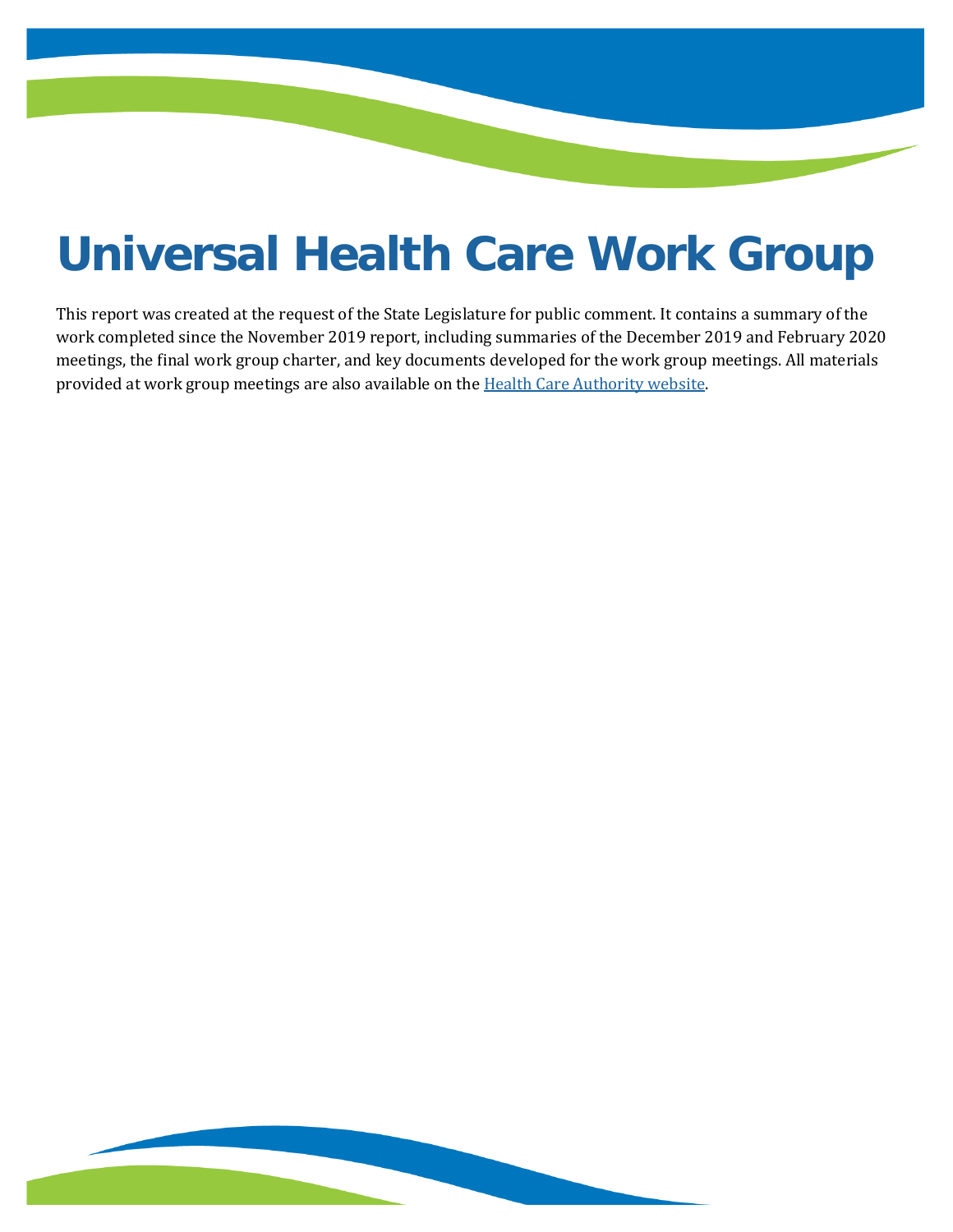# Universal Health Care Work Group

This report was created at the request of the State Legislature for public comment. It contains a summary of the work completed since the November 2019 report, including summaries of the December 2019 and February 2020 meetings, the final work group charter, and key documents developed for the work group meetings. All materials provided at work group meetings are also available on the [Health Care Authority website](#).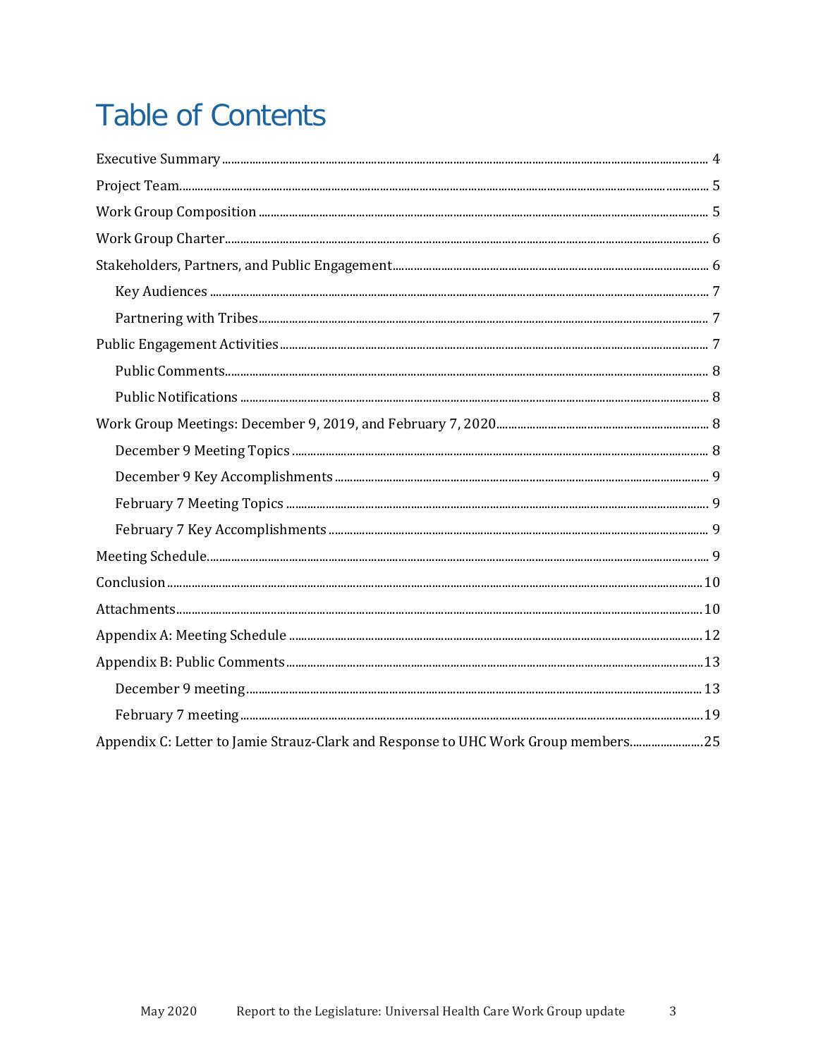# Table of Contents

Executive Summary ........ 4

Project Team ........ 5

Work Group Composition ........ 5

Work Group Charter ........ 6

Stakeholders, Partners, and Public Engagement ........ 6

- Key Audiences ........ 7
- Partnering with Tribes ........ 7

Public Engagement Activities ........ 7

- Public Comments ........ 8
- Public Notifications ........ 8

Work Group Meetings: December 9, 2019, and February 7, 2020 ........ 8

- December 9 Meeting Topics ........ 8
- December 9 Key Accomplishments ........ 9
- February 7 Meeting Topics ........ 9
- February 7 Key Accomplishments ........ 9

Meeting Schedule ........ 9

Conclusion ........ 10

Attachments ........ 10

Appendix A: Meeting Schedule ........ 12

Appendix B: Public Comments ........ 13

- December 9 meeting ........ 13
- February 7 meeting ........ 19

Appendix C: Letter to Jamie Strauz-Clark and Response to UHC Work Group members ........ 25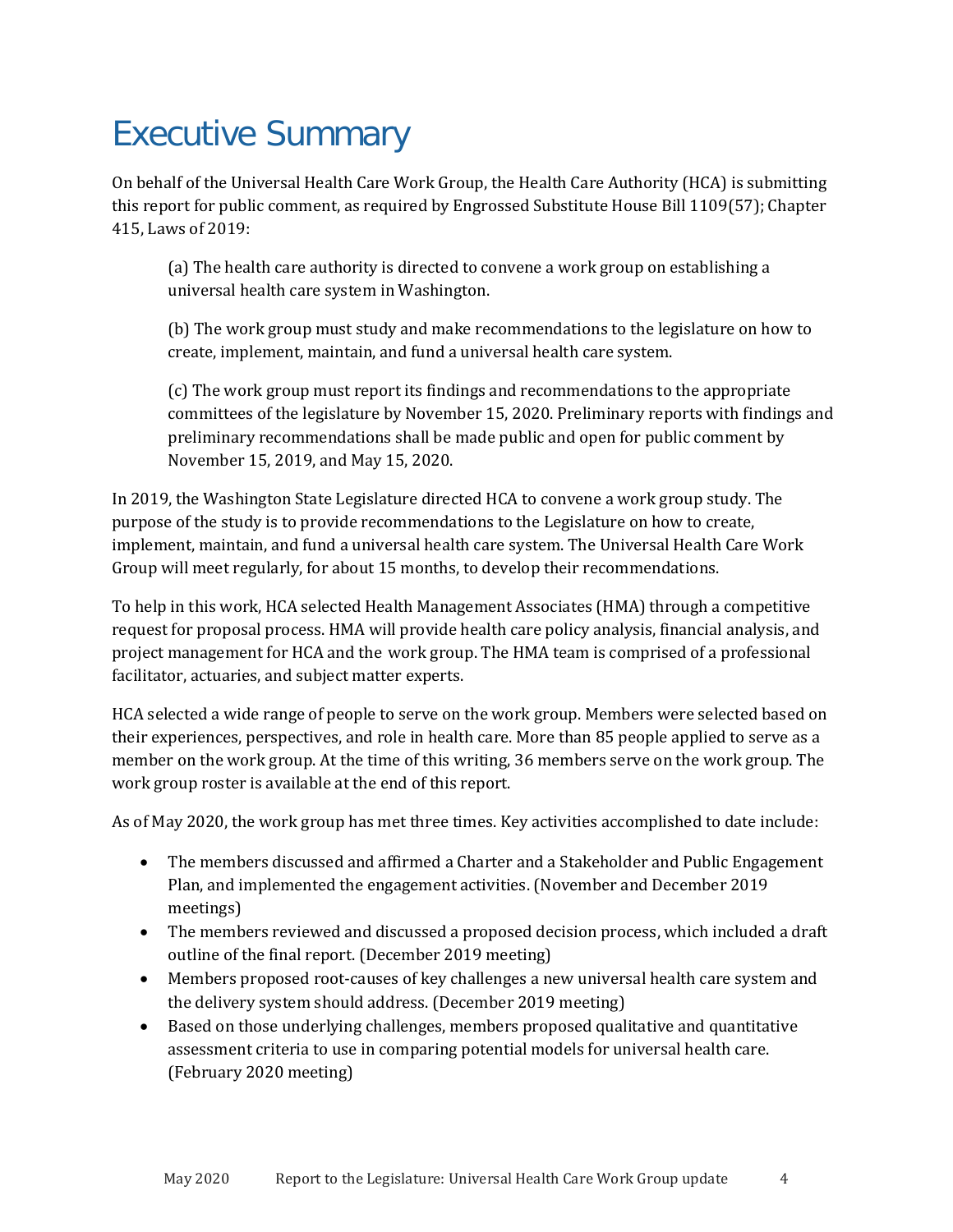# Executive Summary

On behalf of the Universal Health Care Work Group, the Health Care Authority (HCA) is submitting this report for public comment, as required by Engrossed Substitute House Bill 1109(57); Chapter 415, Laws of 2019:

> (a) The health care authority is directed to convene a work group on establishing a universal health care system in Washington.
>
> (b) The work group must study and make recommendations to the legislature on how to create, implement, maintain, and fund a universal health care system.
>
> (c) The work group must report its findings and recommendations to the appropriate committees of the legislature by November 15, 2020. Preliminary reports with findings and preliminary recommendations shall be made public and open for public comment by November 15, 2019, and May 15, 2020.

In 2019, the Washington State Legislature directed HCA to convene a work group study. The purpose of the study is to provide recommendations to the Legislature on how to create, implement, maintain, and fund a universal health care system. The Universal Health Care Work Group will meet regularly, for about 15 months, to develop their recommendations.

To help in this work, HCA selected Health Management Associates (HMA) through a competitive request for proposal process. HMA will provide health care policy analysis, financial analysis, and project management for HCA and the work group. The HMA team is comprised of a professional facilitator, actuaries, and subject matter experts.

HCA selected a wide range of people to serve on the work group. Members were selected based on their experiences, perspectives, and role in health care. More than 85 people applied to serve as a member on the work group. At the time of this writing, 36 members serve on the work group. The work group roster is available at the end of this report.

As of May 2020, the work group has met three times. Key activities accomplished to date include:

- The members discussed and affirmed a Charter and a Stakeholder and Public Engagement Plan, and implemented the engagement activities. (November and December 2019 meetings)
- The members reviewed and discussed a proposed decision process, which included a draft outline of the final report. (December 2019 meeting)
- Members proposed root-causes of key challenges a new universal health care system and the delivery system should address. (December 2019 meeting)
- Based on those underlying challenges, members proposed qualitative and quantitative assessment criteria to use in comparing potential models for universal health care. (February 2020 meeting)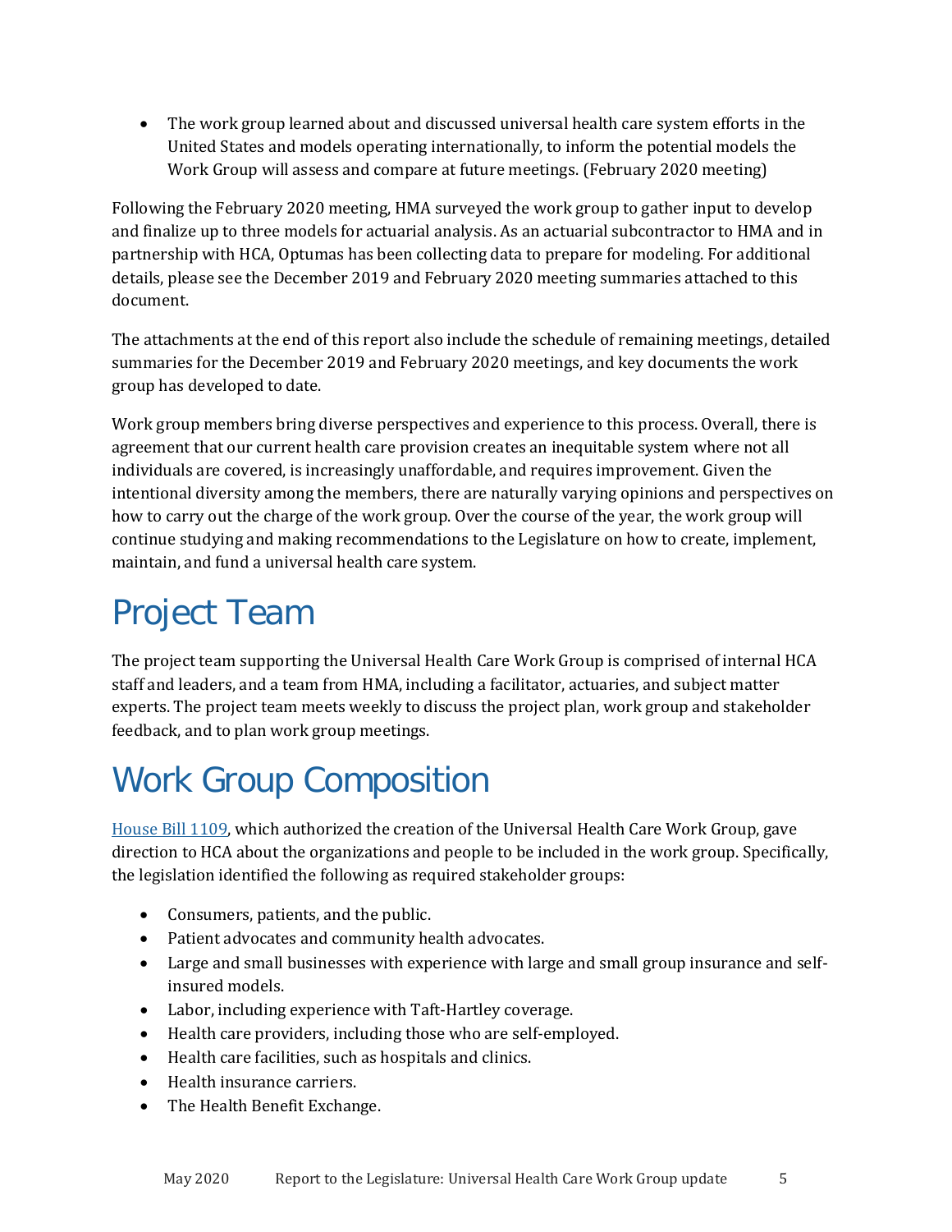- The work group learned about and discussed universal health care system efforts in the United States and models operating internationally, to inform the potential models the Work Group will assess and compare at future meetings. (February 2020 meeting)

Following the February 2020 meeting, HMA surveyed the work group to gather input to develop and finalize up to three models for actuarial analysis. As an actuarial subcontractor to HMA and in partnership with HCA, Optumas has been collecting data to prepare for modeling. For additional details, please see the December 2019 and February 2020 meeting summaries attached to this document.

The attachments at the end of this report also include the schedule of remaining meetings, detailed summaries for the December 2019 and February 2020 meetings, and key documents the work group has developed to date.

Work group members bring diverse perspectives and experience to this process. Overall, there is agreement that our current health care provision creates an inequitable system where not all individuals are covered, is increasingly unaffordable, and requires improvement. Given the intentional diversity among the members, there are naturally varying opinions and perspectives on how to carry out the charge of the work group. Over the course of the year, the work group will continue studying and making recommendations to the Legislature on how to create, implement, maintain, and fund a universal health care system.

# Project Team

The project team supporting the Universal Health Care Work Group is comprised of internal HCA staff and leaders, and a team from HMA, including a facilitator, actuaries, and subject matter experts. The project team meets weekly to discuss the project plan, work group and stakeholder feedback, and to plan work group meetings.

# Work Group Composition

House Bill 1109, which authorized the creation of the Universal Health Care Work Group, gave direction to HCA about the organizations and people to be included in the work group. Specifically, the legislation identified the following as required stakeholder groups:

- Consumers, patients, and the public.
- Patient advocates and community health advocates.
- Large and small businesses with experience with large and small group insurance and self-insured models.
- Labor, including experience with Taft-Hartley coverage.
- Health care providers, including those who are self-employed.
- Health care facilities, such as hospitals and clinics.
- Health insurance carriers.
- The Health Benefit Exchange.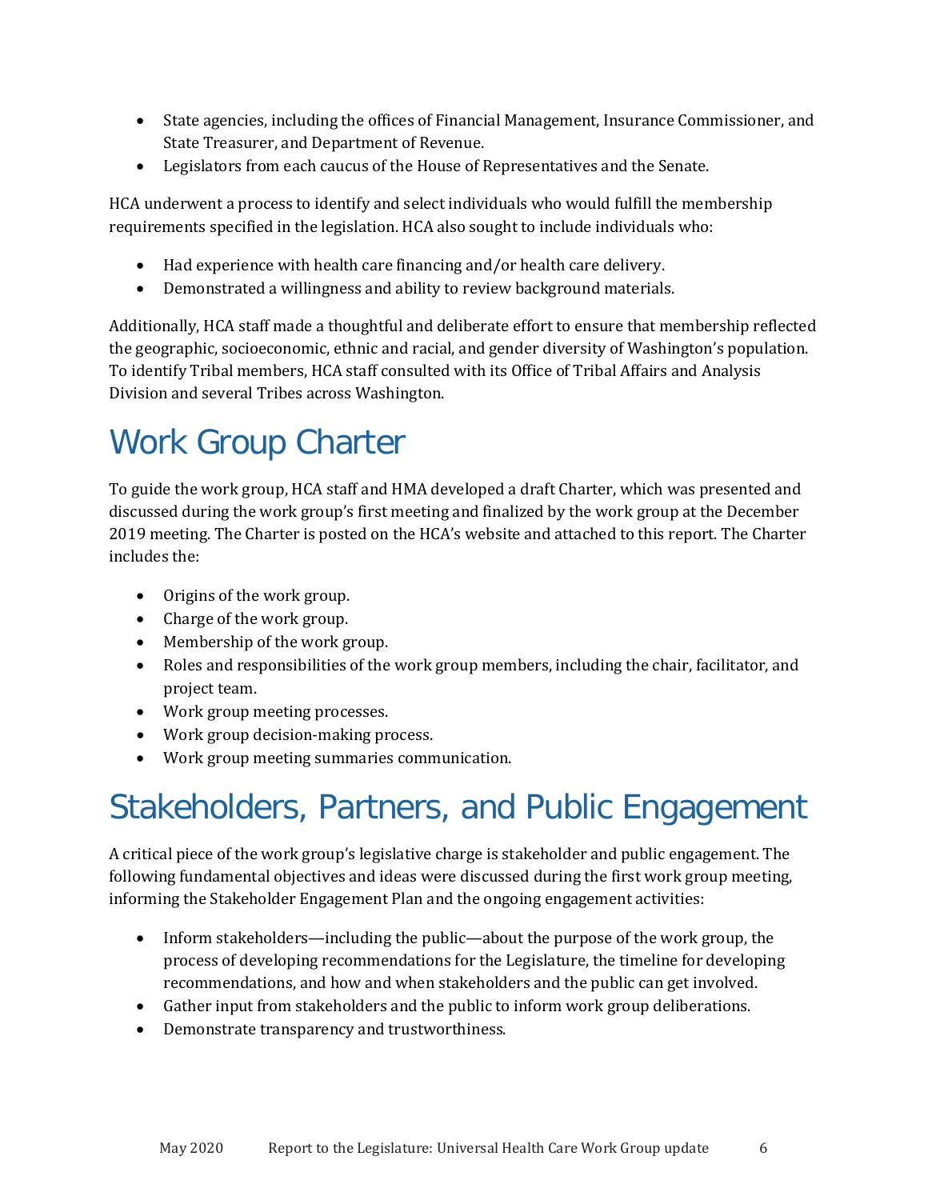- State agencies, including the offices of Financial Management, Insurance Commissioner, and State Treasurer, and Department of Revenue.
- Legislators from each caucus of the House of Representatives and the Senate.

HCA underwent a process to identify and select individuals who would fulfill the membership requirements specified in the legislation. HCA also sought to include individuals who:

- Had experience with health care financing and/or health care delivery.
- Demonstrated a willingness and ability to review background materials.

Additionally, HCA staff made a thoughtful and deliberate effort to ensure that membership reflected the geographic, socioeconomic, ethnic and racial, and gender diversity of Washington's population. To identify Tribal members, HCA staff consulted with its Office of Tribal Affairs and Analysis Division and several Tribes across Washington.

# Work Group Charter

To guide the work group, HCA staff and HMA developed a draft Charter, which was presented and discussed during the work group's first meeting and finalized by the work group at the December 2019 meeting. The Charter is posted on the HCA's website and attached to this report. The Charter includes the:

- Origins of the work group.
- Charge of the work group.
- Membership of the work group.
- Roles and responsibilities of the work group members, including the chair, facilitator, and project team.
- Work group meeting processes.
- Work group decision-making process.
- Work group meeting summaries communication.

# Stakeholders, Partners, and Public Engagement

A critical piece of the work group's legislative charge is stakeholder and public engagement. The following fundamental objectives and ideas were discussed during the first work group meeting, informing the Stakeholder Engagement Plan and the ongoing engagement activities:

- Inform stakeholders—including the public—about the purpose of the work group, the process of developing recommendations for the Legislature, the timeline for developing recommendations, and how and when stakeholders and the public can get involved.
- Gather input from stakeholders and the public to inform work group deliberations.
- Demonstrate transparency and trustworthiness.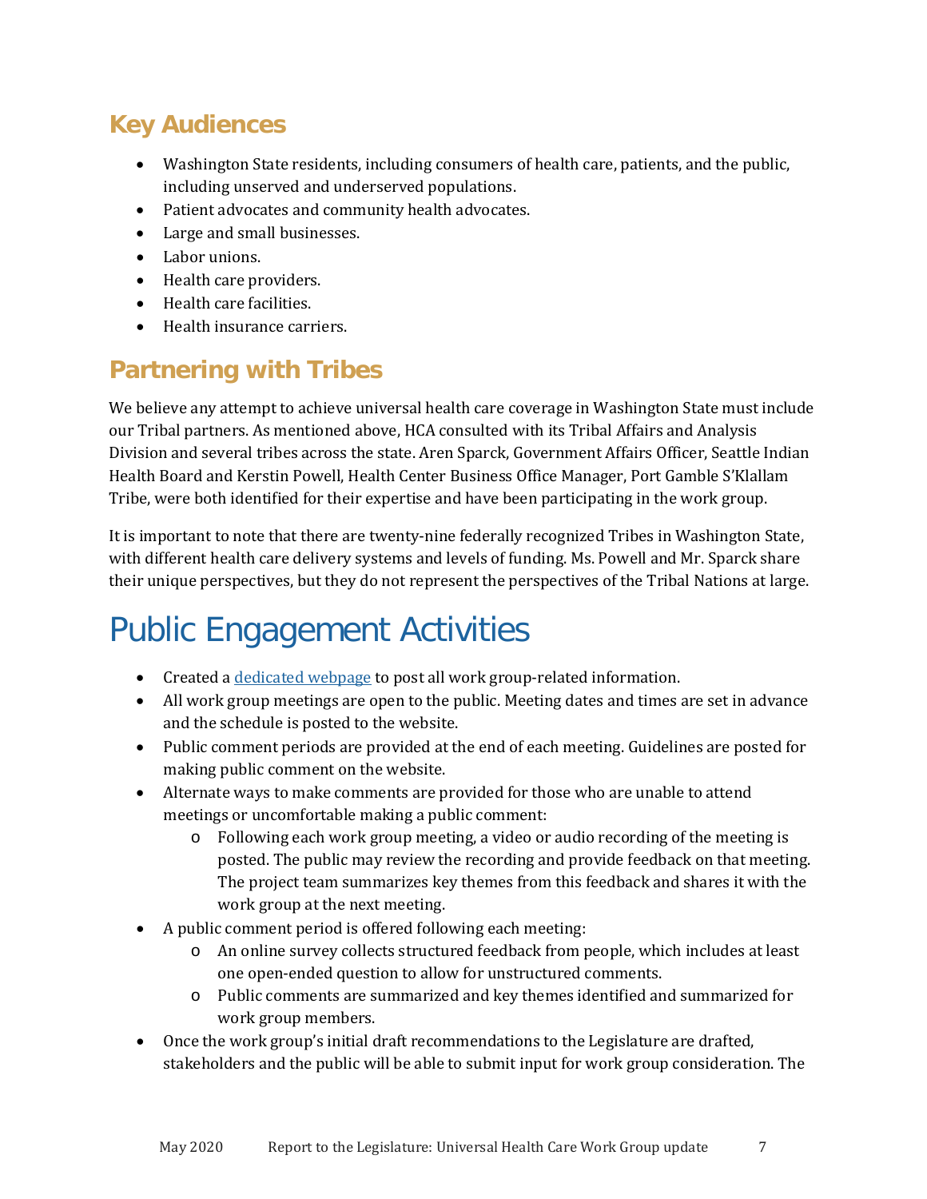## Key Audiences

- Washington State residents, including consumers of health care, patients, and the public, including unserved and underserved populations.
- Patient advocates and community health advocates.
- Large and small businesses.
- Labor unions.
- Health care providers.
- Health care facilities.
- Health insurance carriers.

## Partnering with Tribes

We believe any attempt to achieve universal health care coverage in Washington State must include our Tribal partners. As mentioned above, HCA consulted with its Tribal Affairs and Analysis Division and several tribes across the state. Aren Sparck, Government Affairs Officer, Seattle Indian Health Board and Kerstin Powell, Health Center Business Office Manager, Port Gamble S'Klallam Tribe, were both identified for their expertise and have been participating in the work group.

It is important to note that there are twenty-nine federally recognized Tribes in Washington State, with different health care delivery systems and levels of funding. Ms. Powell and Mr. Sparck share their unique perspectives, but they do not represent the perspectives of the Tribal Nations at large.

# Public Engagement Activities

- Created a dedicated webpage to post all work group-related information.
- All work group meetings are open to the public. Meeting dates and times are set in advance and the schedule is posted to the website.
- Public comment periods are provided at the end of each meeting. Guidelines are posted for making public comment on the website.
- Alternate ways to make comments are provided for those who are unable to attend meetings or uncomfortable making a public comment:
    - Following each work group meeting, a video or audio recording of the meeting is posted. The public may review the recording and provide feedback on that meeting. The project team summarizes key themes from this feedback and shares it with the work group at the next meeting.
- A public comment period is offered following each meeting:
    - An online survey collects structured feedback from people, which includes at least one open-ended question to allow for unstructured comments.
    - Public comments are summarized and key themes identified and summarized for work group members.
- Once the work group's initial draft recommendations to the Legislature are drafted, stakeholders and the public will be able to submit input for work group consideration. The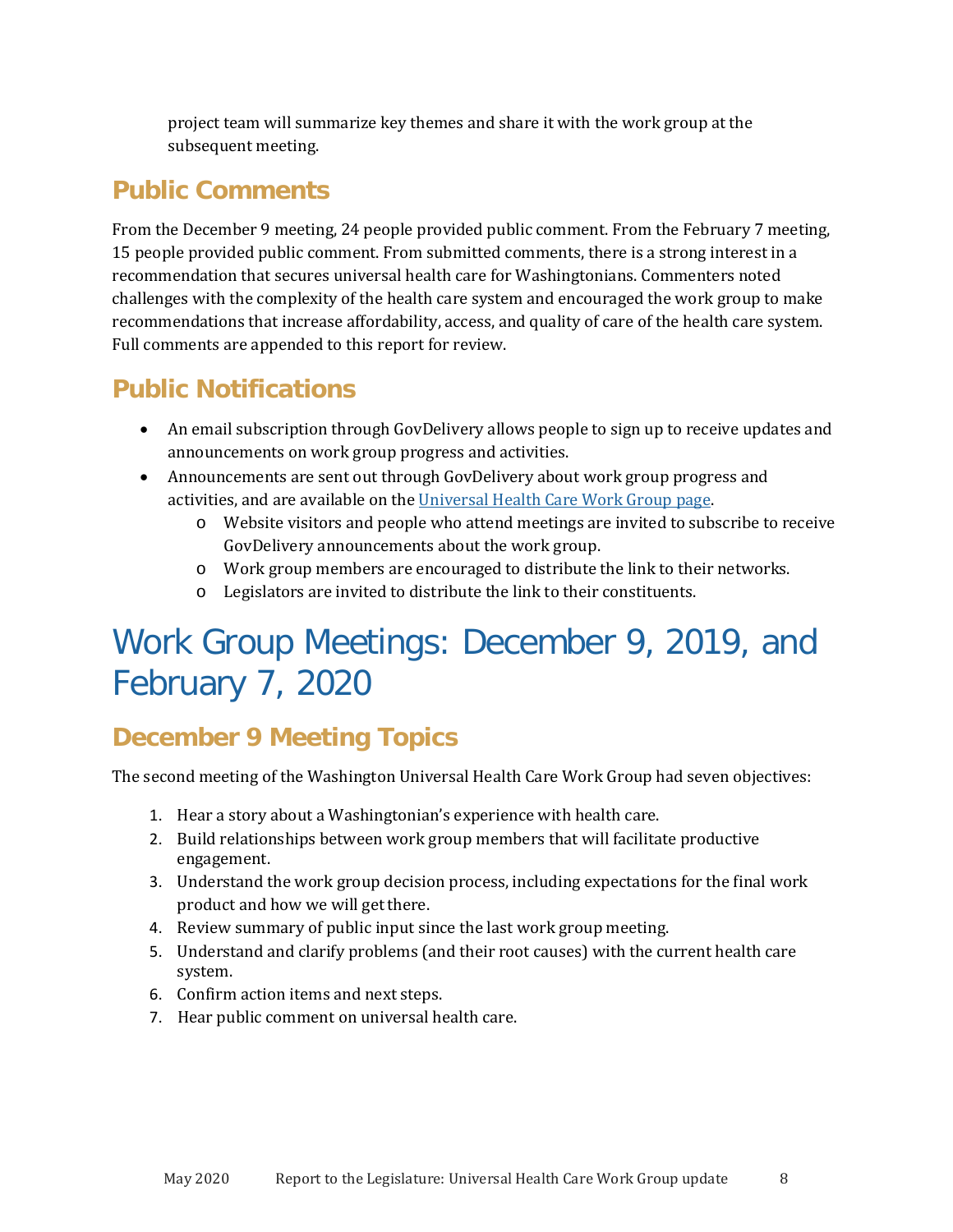project team will summarize key themes and share it with the work group at the subsequent meeting.

## Public Comments

From the December 9 meeting, 24 people provided public comment. From the February 7 meeting, 15 people provided public comment. From submitted comments, there is a strong interest in a recommendation that secures universal health care for Washingtonians. Commenters noted challenges with the complexity of the health care system and encouraged the work group to make recommendations that increase affordability, access, and quality of care of the health care system. Full comments are appended to this report for review.

## Public Notifications

- An email subscription through GovDelivery allows people to sign up to receive updates and announcements on work group progress and activities.
- Announcements are sent out through GovDelivery about work group progress and activities, and are available on the Universal Health Care Work Group page.
  - Website visitors and people who attend meetings are invited to subscribe to receive GovDelivery announcements about the work group.
  - Work group members are encouraged to distribute the link to their networks.
  - Legislators are invited to distribute the link to their constituents.

# Work Group Meetings: December 9, 2019, and February 7, 2020

## December 9 Meeting Topics

The second meeting of the Washington Universal Health Care Work Group had seven objectives:

1. Hear a story about a Washingtonian's experience with health care.
2. Build relationships between work group members that will facilitate productive engagement.
3. Understand the work group decision process, including expectations for the final work product and how we will get there.
4. Review summary of public input since the last work group meeting.
5. Understand and clarify problems (and their root causes) with the current health care system.
6. Confirm action items and next steps.
7. Hear public comment on universal health care.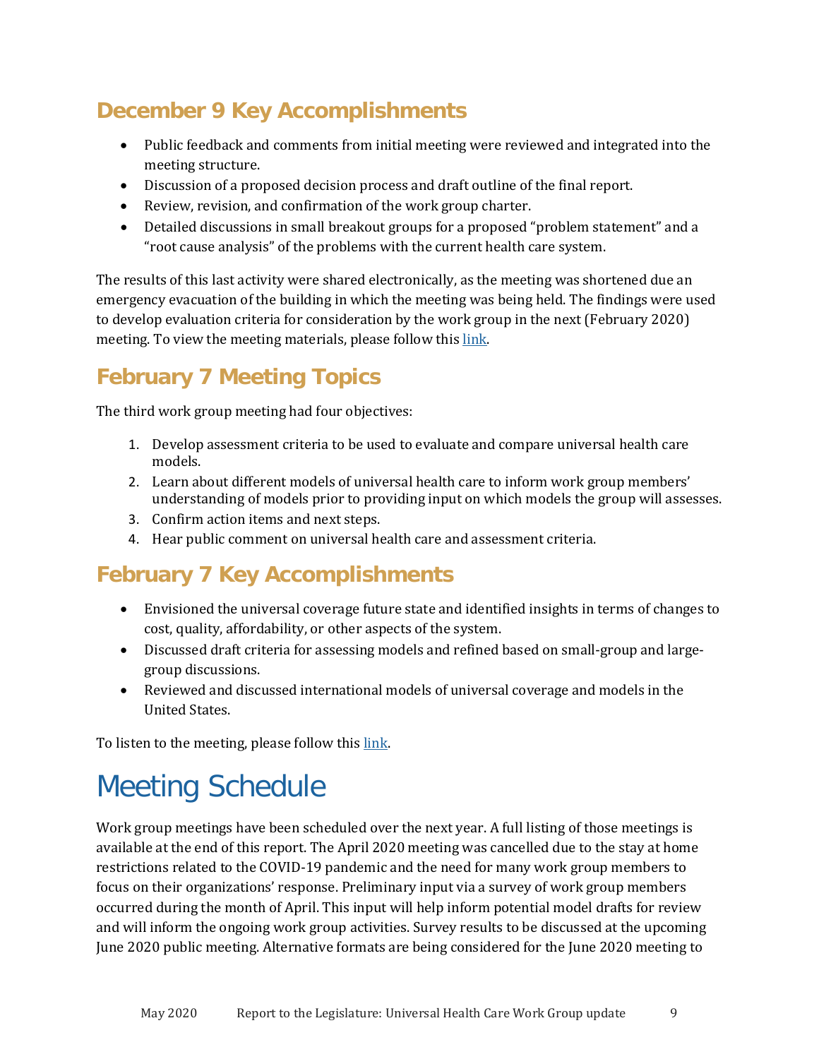## December 9 Key Accomplishments

- Public feedback and comments from initial meeting were reviewed and integrated into the meeting structure.
- Discussion of a proposed decision process and draft outline of the final report.
- Review, revision, and confirmation of the work group charter.
- Detailed discussions in small breakout groups for a proposed "problem statement" and a "root cause analysis" of the problems with the current health care system.

The results of this last activity were shared electronically, as the meeting was shortened due an emergency evacuation of the building in which the meeting was being held. The findings were used to develop evaluation criteria for consideration by the work group in the next (February 2020) meeting. To view the meeting materials, please follow this link.

## February 7 Meeting Topics

The third work group meeting had four objectives:

1. Develop assessment criteria to be used to evaluate and compare universal health care models.
2. Learn about different models of universal health care to inform work group members' understanding of models prior to providing input on which models the group will assesses.
3. Confirm action items and next steps.
4. Hear public comment on universal health care and assessment criteria.

## February 7 Key Accomplishments

- Envisioned the universal coverage future state and identified insights in terms of changes to cost, quality, affordability, or other aspects of the system.
- Discussed draft criteria for assessing models and refined based on small-group and large-group discussions.
- Reviewed and discussed international models of universal coverage and models in the United States.

To listen to the meeting, please follow this link.

# Meeting Schedule

Work group meetings have been scheduled over the next year. A full listing of those meetings is available at the end of this report. The April 2020 meeting was cancelled due to the stay at home restrictions related to the COVID-19 pandemic and the need for many work group members to focus on their organizations' response. Preliminary input via a survey of work group members occurred during the month of April. This input will help inform potential model drafts for review and will inform the ongoing work group activities. Survey results to be discussed at the upcoming June 2020 public meeting. Alternative formats are being considered for the June 2020 meeting to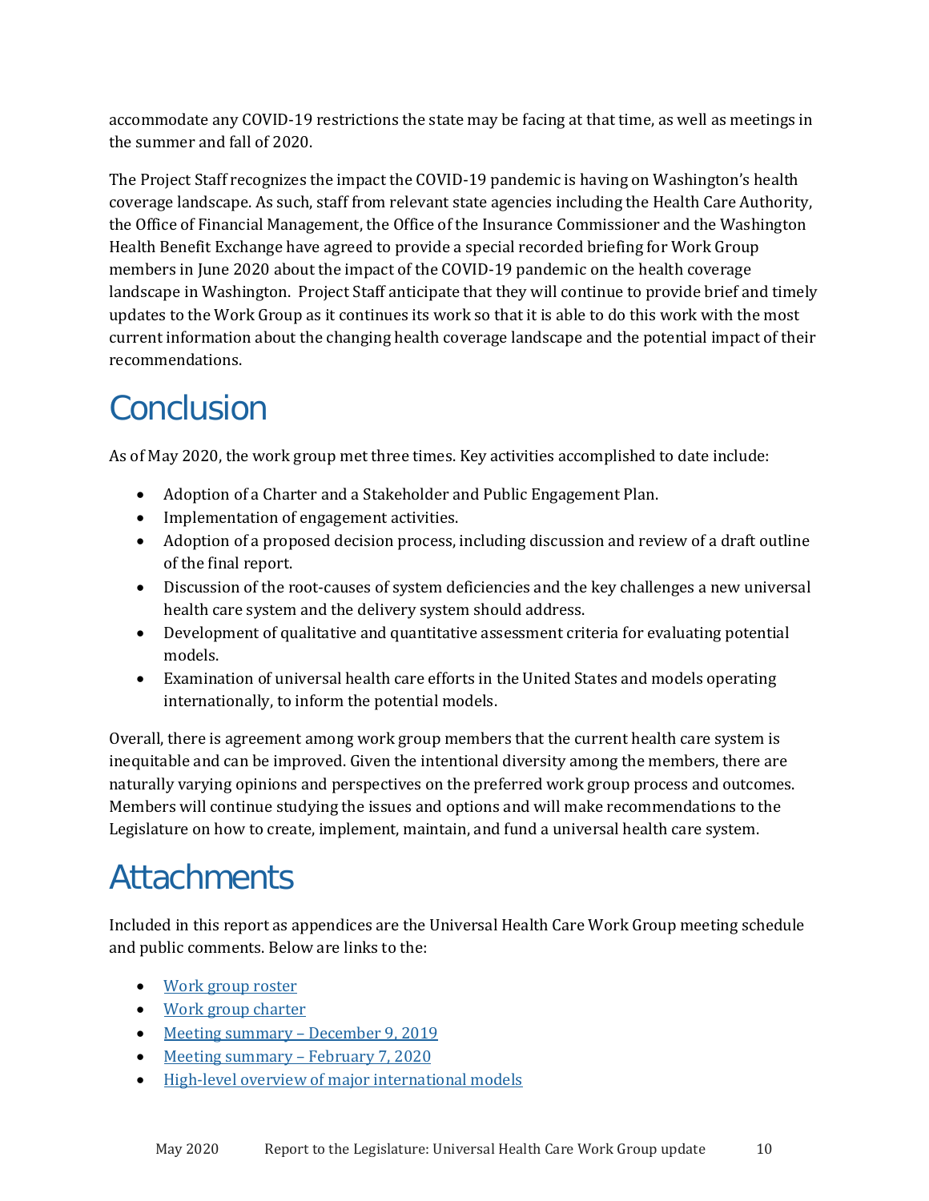accommodate any COVID-19 restrictions the state may be facing at that time, as well as meetings in the summer and fall of 2020.

The Project Staff recognizes the impact the COVID-19 pandemic is having on Washington's health coverage landscape. As such, staff from relevant state agencies including the Health Care Authority, the Office of Financial Management, the Office of the Insurance Commissioner and the Washington Health Benefit Exchange have agreed to provide a special recorded briefing for Work Group members in June 2020 about the impact of the COVID-19 pandemic on the health coverage landscape in Washington. Project Staff anticipate that they will continue to provide brief and timely updates to the Work Group as it continues its work so that it is able to do this work with the most current information about the changing health coverage landscape and the potential impact of their recommendations.

# Conclusion

As of May 2020, the work group met three times. Key activities accomplished to date include:

- Adoption of a Charter and a Stakeholder and Public Engagement Plan.
- Implementation of engagement activities.
- Adoption of a proposed decision process, including discussion and review of a draft outline of the final report.
- Discussion of the root-causes of system deficiencies and the key challenges a new universal health care system and the delivery system should address.
- Development of qualitative and quantitative assessment criteria for evaluating potential models.
- Examination of universal health care efforts in the United States and models operating internationally, to inform the potential models.

Overall, there is agreement among work group members that the current health care system is inequitable and can be improved. Given the intentional diversity among the members, there are naturally varying opinions and perspectives on the preferred work group process and outcomes. Members will continue studying the issues and options and will make recommendations to the Legislature on how to create, implement, maintain, and fund a universal health care system.

# Attachments

Included in this report as appendices are the Universal Health Care Work Group meeting schedule and public comments. Below are links to the:

- Work group roster
- Work group charter
- Meeting summary – December 9, 2019
- Meeting summary – February 7, 2020
- High-level overview of major international models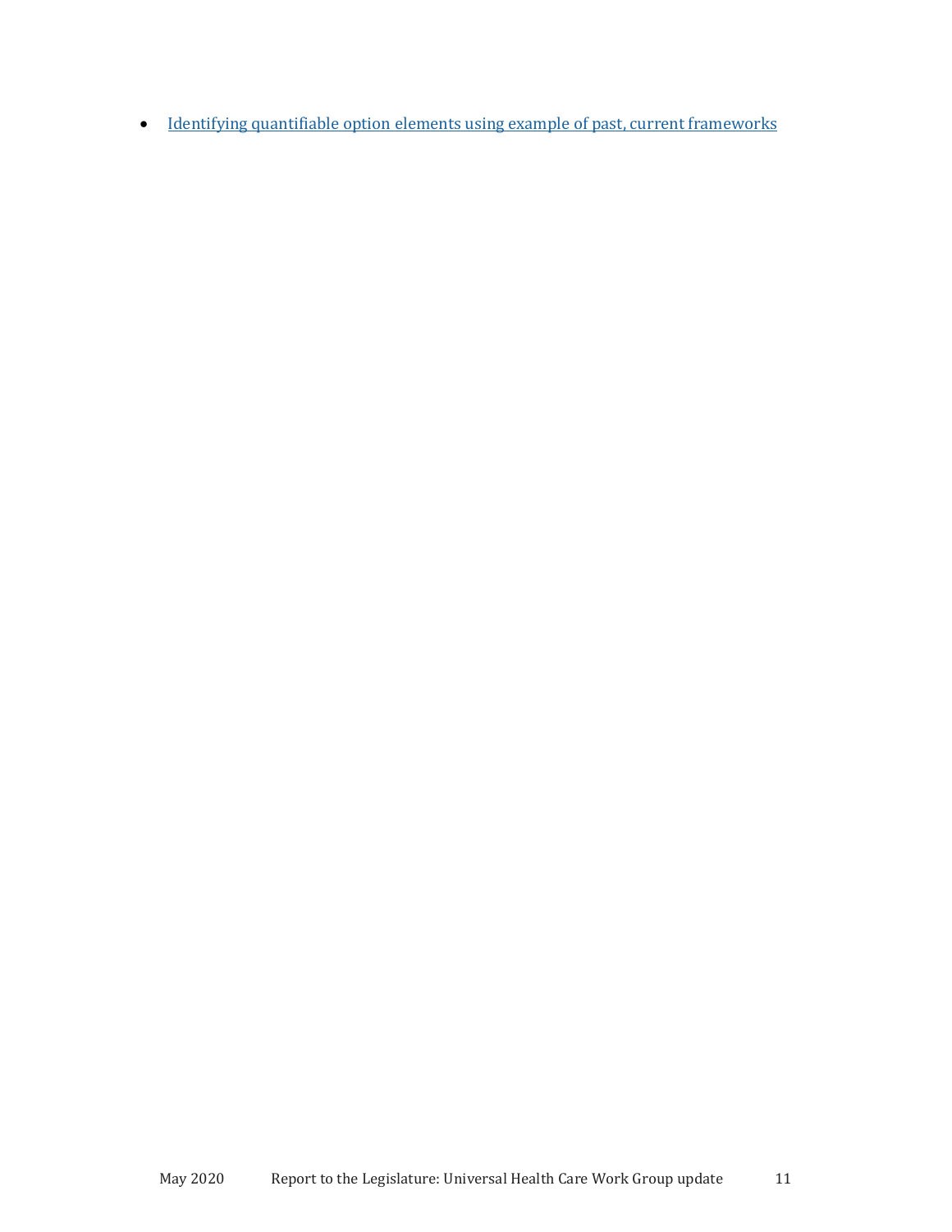- Identifying quantifiable option elements using example of past, current frameworks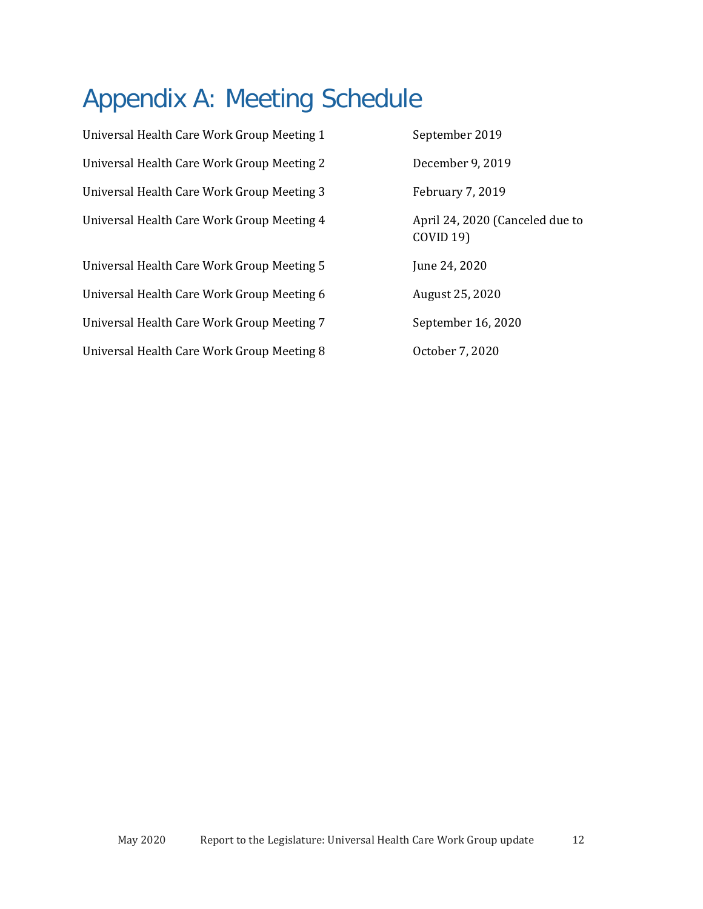# Appendix A: Meeting Schedule

| | |
|---|---|
| Universal Health Care Work Group Meeting 1 | September 2019 |
| Universal Health Care Work Group Meeting 2 | December 9, 2019 |
| Universal Health Care Work Group Meeting 3 | February 7, 2019 |
| Universal Health Care Work Group Meeting 4 | April 24, 2020 (Canceled due to COVID 19) |
| Universal Health Care Work Group Meeting 5 | June 24, 2020 |
| Universal Health Care Work Group Meeting 6 | August 25, 2020 |
| Universal Health Care Work Group Meeting 7 | September 16, 2020 |
| Universal Health Care Work Group Meeting 8 | October 7, 2020 |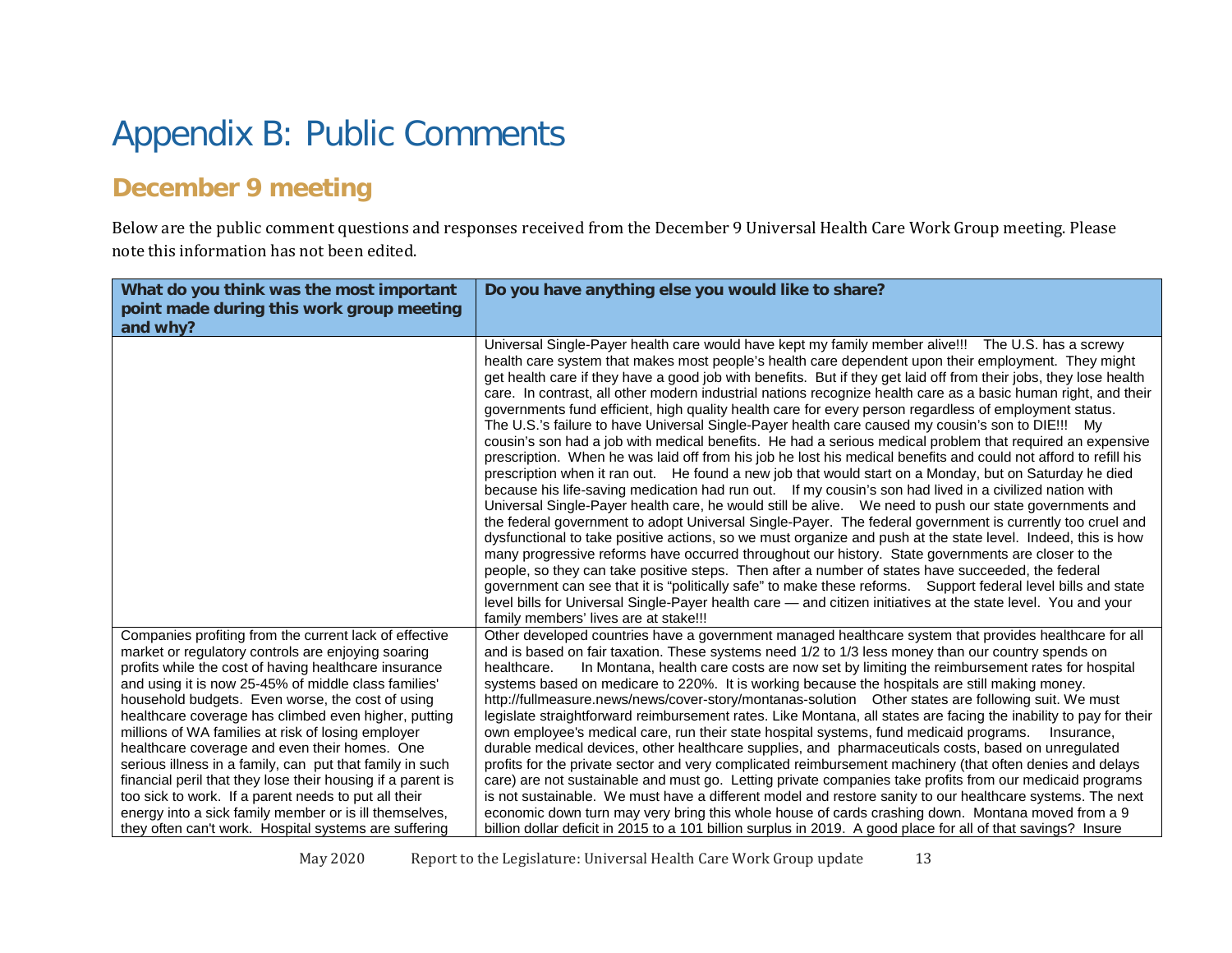# Appendix B: Public Comments

## December 9 meeting

Below are the public comment questions and responses received from the December 9 Universal Health Care Work Group meeting. Please note this information has not been edited.

| What do you think was the most important point made during this work group meeting and why? | Do you have anything else you would like to share? |
|---|---|
| | Universal Single-Payer health care would have kept my family member alive!!! The U.S. has a screwy health care system that makes most people's health care dependent upon their employment. They might get health care if they have a good job with benefits. But if they get laid off from their jobs, they lose health care. In contrast, all other modern industrial nations recognize health care as a basic human right, and their governments fund efficient, high quality health care for every person regardless of employment status. The U.S.'s failure to have Universal Single-Payer health care caused my cousin's son to DIE!!! My cousin's son had a job with medical benefits. He had a serious medical problem that required an expensive prescription. When he was laid off from his job he lost his medical benefits and could not afford to refill his prescription when it ran out. He found a new job that would start on a Monday, but on Saturday he died because his life-saving medication had run out. If my cousin's son had lived in a civilized nation with Universal Single-Payer health care, he would still be alive. We need to push our state governments and the federal government to adopt Universal Single-Payer. The federal government is currently too cruel and dysfunctional to take positive actions, so we must organize and push at the state level. Indeed, this is how many progressive reforms have occurred throughout our history. State governments are closer to the people, so they can take positive steps. Then after a number of states have succeeded, the federal government can see that it is "politically safe" to make these reforms. Support federal level bills and state level bills for Universal Single-Payer health care — and citizen initiatives at the state level. You and your family members' lives are at stake!!! |
| Companies profiting from the current lack of effective market or regulatory controls are enjoying soaring profits while the cost of having healthcare insurance and using it is now 25-45% of middle class families' household budgets. Even worse, the cost of using healthcare coverage has climbed even higher, putting millions of WA families at risk of losing employer healthcare coverage and even their homes. One serious illness in a family, can put that family in such financial peril that they lose their housing if a parent is too sick to work. If a parent needs to put all their energy into a sick family member or is ill themselves, they often can't work. Hospital systems are suffering | Other developed countries have a government managed healthcare system that provides healthcare for all and is based on fair taxation. These systems need 1/2 to 1/3 less money than our country spends on healthcare. In Montana, health care costs are now set by limiting the reimbursement rates for hospital systems based on medicare to 220%. It is working because the hospitals are still making money. http://fullmeasure.news/news/cover-story/montanas-solution Other states are following suit. We must legislate straightforward reimbursement rates. Like Montana, all states are facing the inability to pay for their own employee's medical care, run their state hospital systems, fund medicaid programs. Insurance, durable medical devices, other healthcare supplies, and pharmaceuticals costs, based on unregulated profits for the private sector and very complicated reimbursement machinery (that often denies and delays care) are not sustainable and must go. Letting private companies take profits from our medicaid programs is not sustainable. We must have a different model and restore sanity to our healthcare systems. The next economic down turn may very bring this whole house of cards crashing down. Montana moved from a 9 billion dollar deficit in 2015 to a 101 billion surplus in 2019. A good place for all of that savings? Insure |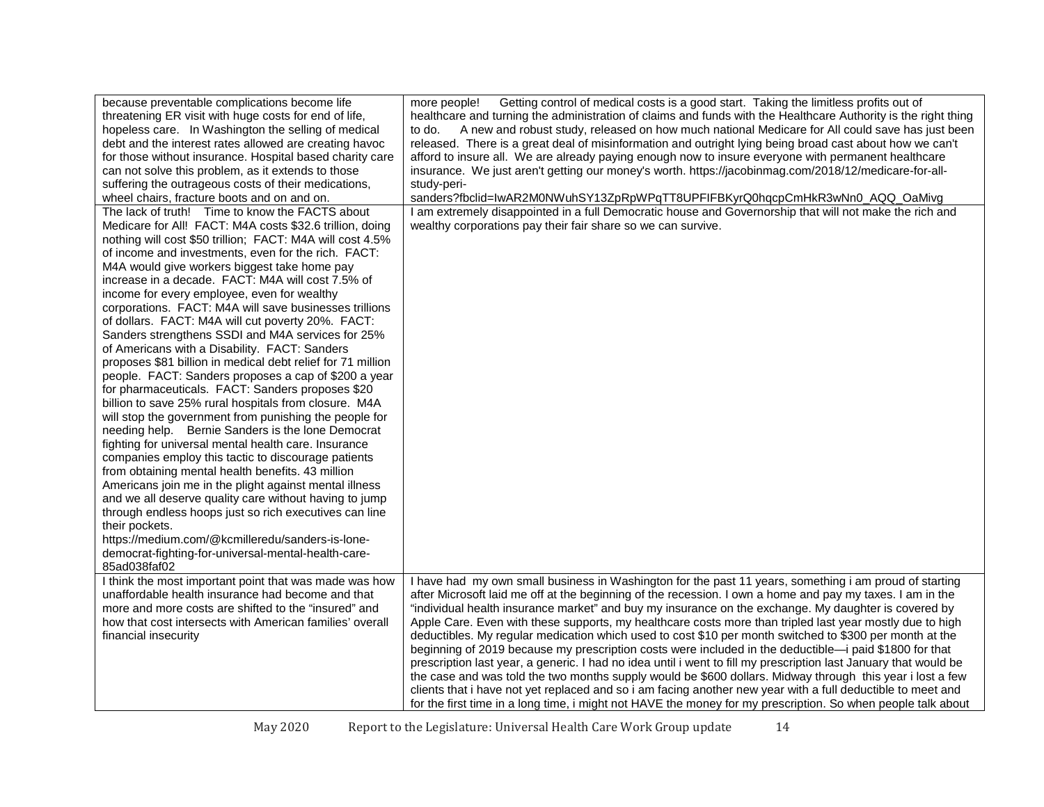| | |
|---|---|
| because preventable complications become life threatening ER visit with huge costs for end of life, hopeless care. In Washington the selling of medical debt and the interest rates allowed are creating havoc for those without insurance. Hospital based charity care can not solve this problem, as it extends to those suffering the outrageous costs of their medications, wheel chairs, fracture boots and on and on. | more people! Getting control of medical costs is a good start. Taking the limitless profits out of healthcare and turning the administration of claims and funds with the Healthcare Authority is the right thing to do. A new and robust study, released on how much national Medicare for All could save has just been released. There is a great deal of misinformation and outright lying being broad cast about how we can't afford to insure all. We are already paying enough now to insure everyone with permanent healthcare insurance. We just aren't getting our money's worth. https://jacobinmag.com/2018/12/medicare-for-all-study-peri-sanders?fbclid=IwAR2M0NWuhSY13ZpRpWPqTT8UPFIFBKyrQ0hqcpCmHkR3wNn0_AQQ_OaMivg |
| The lack of truth! Time to know the FACTS about Medicare for All! FACT: M4A costs $32.6 trillion, doing nothing will cost $50 trillion; FACT: M4A will cost 4.5% of income and investments, even for the rich. FACT: M4A would give workers biggest take home pay increase in a decade. FACT: M4A will cost 7.5% of income for every employee, even for wealthy corporations. FACT: M4A will save businesses trillions of dollars. FACT: M4A will cut poverty 20%. FACT: Sanders strengthens SSDI and M4A services for 25% of Americans with a Disability. FACT: Sanders proposes $81 billion in medical debt relief for 71 million people. FACT: Sanders proposes a cap of $200 a year for pharmaceuticals. FACT: Sanders proposes $20 billion to save 25% rural hospitals from closure. M4A will stop the government from punishing the people for needing help. Bernie Sanders is the lone Democrat fighting for universal mental health care. Insurance companies employ this tactic to discourage patients from obtaining mental health benefits. 43 million Americans join me in the plight against mental illness and we all deserve quality care without having to jump through endless hoops just so rich executives can line their pockets. https://medium.com/@kcmilleredu/sanders-is-lone-democrat-fighting-for-universal-mental-health-care-85ad038faf02 | I am extremely disappointed in a full Democratic house and Governorship that will not make the rich and wealthy corporations pay their fair share so we can survive. |
| I think the most important point that was made was how unaffordable health insurance had become and that more and more costs are shifted to the "insured" and how that cost intersects with American families' overall financial insecurity | I have had my own small business in Washington for the past 11 years, something i am proud of starting after Microsoft laid me off at the beginning of the recession. I own a home and pay my taxes. I am in the "individual health insurance market" and buy my insurance on the exchange. My daughter is covered by Apple Care. Even with these supports, my healthcare costs more than tripled last year mostly due to high deductibles. My regular medication which used to cost $10 per month switched to $300 per month at the beginning of 2019 because my prescription costs were included in the deductible—i paid $1800 for that prescription last year, a generic. I had no idea until i went to fill my prescription last January that would be the case and was told the two months supply would be $600 dollars. Midway through this year i lost a few clients that i have not yet replaced and so i am facing another new year with a full deductible to meet and for the first time in a long time, i might not HAVE the money for my prescription. So when people talk about |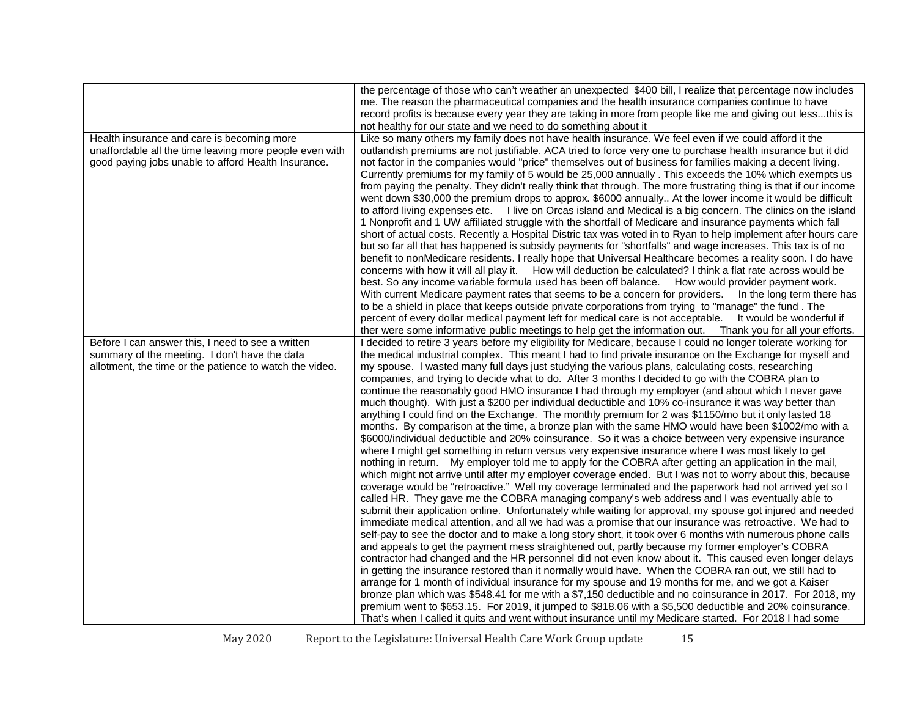| | |
|---|---|
| | the percentage of those who can't weather an unexpected $400 bill, I realize that percentage now includes me. The reason the pharmaceutical companies and the health insurance companies continue to have record profits is because every year they are taking in more from people like me and giving out less...this is not healthy for our state and we need to do something about it |
| Health insurance and care is becoming more unaffordable all the time leaving more people even with good paying jobs unable to afford Health Insurance. | Like so many others my family does not have health insurance. We feel even if we could afford it the outlandish premiums are not justifiable. ACA tried to force very one to purchase health insurance but it did not factor in the companies would "price" themselves out of business for families making a decent living. Currently premiums for my family of 5 would be 25,000 annually . This exceeds the 10% which exempts us from paying the penalty. They didn't really think that through. The more frustrating thing is that if our income went down $30,000 the premium drops to approx. $6000 annually.. At the lower income it would be difficult to afford living expenses etc. I live on Orcas island and Medical is a big concern. The clinics on the island 1 Nonprofit and 1 UW affiliated struggle with the shortfall of Medicare and insurance payments which fall short of actual costs. Recently a Hospital Distric tax was voted in to Ryan to help implement after hours care but so far all that has happened is subsidy payments for "shortfalls" and wage increases. This tax is of no benefit to nonMedicare residents. I really hope that Universal Healthcare becomes a reality soon. I do have concerns with how it will all play it. How will deduction be calculated? I think a flat rate across would be best. So any income variable formula used has been off balance. How would provider payment work. With current Medicare payment rates that seems to be a concern for providers. In the long term there has to be a shield in place that keeps outside private corporations from trying to "manage" the fund . The percent of every dollar medical payment left for medical care is not acceptable. It would be wonderful if ther were some informative public meetings to help get the information out. Thank you for all your efforts. |
| Before I can answer this, I need to see a written summary of the meeting. I don't have the data allotment, the time or the patience to watch the video. | I decided to retire 3 years before my eligibility for Medicare, because I could no longer tolerate working for the medical industrial complex. This meant I had to find private insurance on the Exchange for myself and my spouse. I wasted many full days just studying the various plans, calculating costs, researching companies, and trying to decide what to do. After 3 months I decided to go with the COBRA plan to continue the reasonably good HMO insurance I had through my employer (and about which I never gave much thought). With just a $200 per individual deductible and 10% co-insurance it was way better than anything I could find on the Exchange. The monthly premium for 2 was $1150/mo but it only lasted 18 months. By comparison at the time, a bronze plan with the same HMO would have been $1002/mo with a $6000/individual deductible and 20% coinsurance. So it was a choice between very expensive insurance where I might get something in return versus very expensive insurance where I was most likely to get nothing in return. My employer told me to apply for the COBRA after getting an application in the mail, which might not arrive until after my employer coverage ended. But I was not to worry about this, because coverage would be "retroactive." Well my coverage terminated and the paperwork had not arrived yet so I called HR. They gave me the COBRA managing company's web address and I was eventually able to submit their application online. Unfortunately while waiting for approval, my spouse got injured and needed immediate medical attention, and all we had was a promise that our insurance was retroactive. We had to self-pay to see the doctor and to make a long story short, it took over 6 months with numerous phone calls and appeals to get the payment mess straightened out, partly because my former employer's COBRA contractor had changed and the HR personnel did not even know about it. This caused even longer delays in getting the insurance restored than it normally would have. When the COBRA ran out, we still had to arrange for 1 month of individual insurance for my spouse and 19 months for me, and we got a Kaiser bronze plan which was $548.41 for me with a $7,150 deductible and no coinsurance in 2017. For 2018, my premium went to $653.15. For 2019, it jumped to $818.06 with a $5,500 deductible and 20% coinsurance. That's when I called it quits and went without insurance until my Medicare started. For 2018 I had some |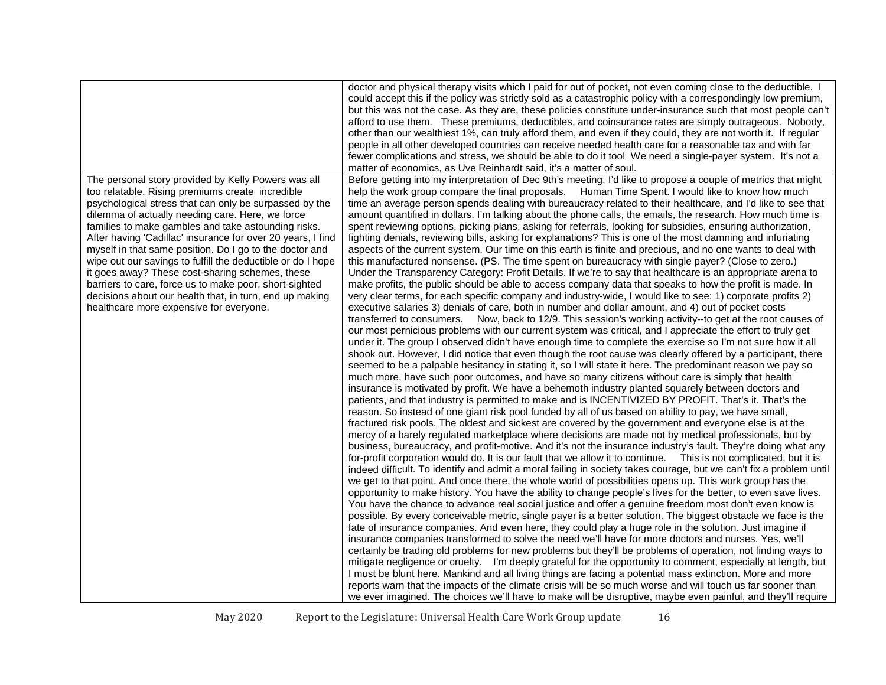| | |
|---|---|
| | doctor and physical therapy visits which I paid for out of pocket, not even coming close to the deductible. I could accept this if the policy was strictly sold as a catastrophic policy with a correspondingly low premium, but this was not the case. As they are, these policies constitute under-insurance such that most people can't afford to use them. These premiums, deductibles, and coinsurance rates are simply outrageous. Nobody, other than our wealthiest 1%, can truly afford them, and even if they could, they are not worth it. If regular people in all other developed countries can receive needed health care for a reasonable tax and with far fewer complications and stress, we should be able to do it too! We need a single-payer system. It's not a matter of economics, as Uve Reinhardt said, it's a matter of soul. |
| The personal story provided by Kelly Powers was all too relatable. Rising premiums create incredible psychological stress that can only be surpassed by the dilemma of actually needing care. Here, we force families to make gambles and take astounding risks. After having 'Cadillac' insurance for over 20 years, I find myself in that same position. Do I go to the doctor and wipe out our savings to fulfill the deductible or do I hope it goes away? These cost-sharing schemes, these barriers to care, force us to make poor, short-sighted decisions about our health that, in turn, end up making healthcare more expensive for everyone. | Before getting into my interpretation of Dec 9th's meeting, I'd like to propose a couple of metrics that might help the work group compare the final proposals. Human Time Spent. I would like to know how much time an average person spends dealing with bureaucracy related to their healthcare, and I'd like to see that amount quantified in dollars. I'm talking about the phone calls, the emails, the research. How much time is spent reviewing options, picking plans, asking for referrals, looking for subsidies, ensuring authorization, fighting denials, reviewing bills, asking for explanations? This is one of the most damning and infuriating aspects of the current system. Our time on this earth is finite and precious, and no one wants to deal with this manufactured nonsense. (PS. The time spent on bureaucracy with single payer? (Close to zero.) Under the Transparency Category: Profit Details. If we're to say that healthcare is an appropriate arena to make profits, the public should be able to access company data that speaks to how the profit is made. In very clear terms, for each specific company and industry-wide, I would like to see: 1) corporate profits 2) executive salaries 3) denials of care, both in number and dollar amount, and 4) out of pocket costs transferred to consumers. Now, back to 12/9. This session's working activity--to get at the root causes of our most pernicious problems with our current system was critical, and I appreciate the effort to truly get under it. The group I observed didn't have enough time to complete the exercise so I'm not sure how it all shook out. However, I did notice that even though the root cause was clearly offered by a participant, there seemed to be a palpable hesitancy in stating it, so I will state it here. The predominant reason we pay so much more, have such poor outcomes, and have so many citizens without care is simply that health insurance is motivated by profit. We have a behemoth industry planted squarely between doctors and patients, and that industry is permitted to make and is INCENTIVIZED BY PROFIT. That's it. That's the reason. So instead of one giant risk pool funded by all of us based on ability to pay, we have small, fractured risk pools. The oldest and sickest are covered by the government and everyone else is at the mercy of a barely regulated marketplace where decisions are made not by medical professionals, but by business, bureaucracy, and profit-motive. And it's not the insurance industry's fault. They're doing what any for-profit corporation would do. It is our fault that we allow it to continue. This is not complicated, but it is indeed difficult. To identify and admit a moral failing in society takes courage, but we can't fix a problem until we get to that point. And once there, the whole world of possibilities opens up. This work group has the opportunity to make history. You have the ability to change people's lives for the better, to even save lives. You have the chance to advance real social justice and offer a genuine freedom most don't even know is possible. By every conceivable metric, single payer is a better solution. The biggest obstacle we face is the fate of insurance companies. And even here, they could play a huge role in the solution. Just imagine if insurance companies transformed to solve the need we'll have for more doctors and nurses. Yes, we'll certainly be trading old problems for new problems but they'll be problems of operation, not finding ways to mitigate negligence or cruelty. I'm deeply grateful for the opportunity to comment, especially at length, but I must be blunt here. Mankind and all living things are facing a potential mass extinction. More and more reports warn that the impacts of the climate crisis will be so much worse and will touch us far sooner than we ever imagined. The choices we'll have to make will be disruptive, maybe even painful, and they'll require |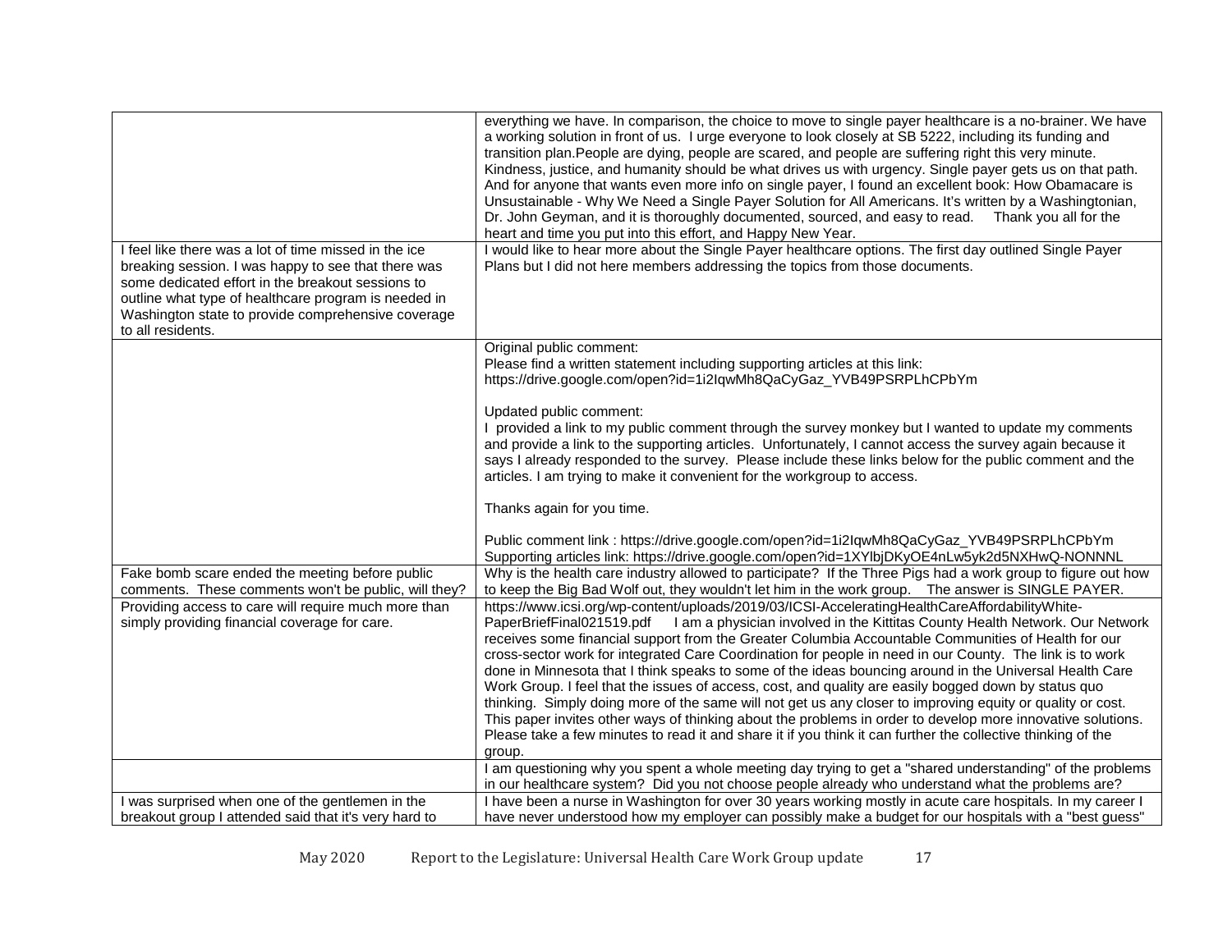| | |
|---|---|
| | everything we have. In comparison, the choice to move to single payer healthcare is a no-brainer. We have a working solution in front of us. I urge everyone to look closely at SB 5222, including its funding and transition plan.People are dying, people are scared, and people are suffering right this very minute. Kindness, justice, and humanity should be what drives us with urgency. Single payer gets us on that path. And for anyone that wants even more info on single payer, I found an excellent book: How Obamacare is Unsustainable - Why We Need a Single Payer Solution for All Americans. It's written by a Washingtonian, Dr. John Geyman, and it is thoroughly documented, sourced, and easy to read. Thank you all for the heart and time you put into this effort, and Happy New Year. |
| I feel like there was a lot of time missed in the ice breaking session. I was happy to see that there was some dedicated effort in the breakout sessions to outline what type of healthcare program is needed in Washington state to provide comprehensive coverage to all residents. | I would like to hear more about the Single Payer healthcare options. The first day outlined Single Payer Plans but I did not here members addressing the topics from those documents. |
| | Original public comment:<br>Please find a written statement including supporting articles at this link:<br>https://drive.google.com/open?id=1i2IqwMh8QaCyGaz_YVB49PSRPLhCPbYm<br><br>Updated public comment:<br>I provided a link to my public comment through the survey monkey but I wanted to update my comments and provide a link to the supporting articles. Unfortunately, I cannot access the survey again because it says I already responded to the survey. Please include these links below for the public comment and the articles. I am trying to make it convenient for the workgroup to access.<br><br>Thanks again for you time.<br><br>Public comment link : https://drive.google.com/open?id=1i2IqwMh8QaCyGaz_YVB49PSRPLhCPbYm<br>Supporting articles link: https://drive.google.com/open?id=1XYlbjDKyOE4nLw5yk2d5NXHwQ-NONNNL |
| Fake bomb scare ended the meeting before public comments. These comments won't be public, will they? | Why is the health care industry allowed to participate? If the Three Pigs had a work group to figure out how to keep the Big Bad Wolf out, they wouldn't let him in the work group. The answer is SINGLE PAYER. |
| Providing access to care will require much more than simply providing financial coverage for care. | https://www.icsi.org/wp-content/uploads/2019/03/ICSI-AcceleratingHealthCareAffordabilityWhite-PaperBriefFinal021519.pdf I am a physician involved in the Kittitas County Health Network. Our Network receives some financial support from the Greater Columbia Accountable Communities of Health for our cross-sector work for integrated Care Coordination for people in need in our County. The link is to work done in Minnesota that I think speaks to some of the ideas bouncing around in the Universal Health Care Work Group. I feel that the issues of access, cost, and quality are easily bogged down by status quo thinking. Simply doing more of the same will not get us any closer to improving equity or quality or cost. This paper invites other ways of thinking about the problems in order to develop more innovative solutions. Please take a few minutes to read it and share it if you think it can further the collective thinking of the group. |
| | I am questioning why you spent a whole meeting day trying to get a "shared understanding" of the problems in our healthcare system? Did you not choose people already who understand what the problems are? |
| I was surprised when one of the gentlemen in the breakout group I attended said that it's very hard to | I have been a nurse in Washington for over 30 years working mostly in acute care hospitals. In my career I have never understood how my employer can possibly make a budget for our hospitals with a "best guess" |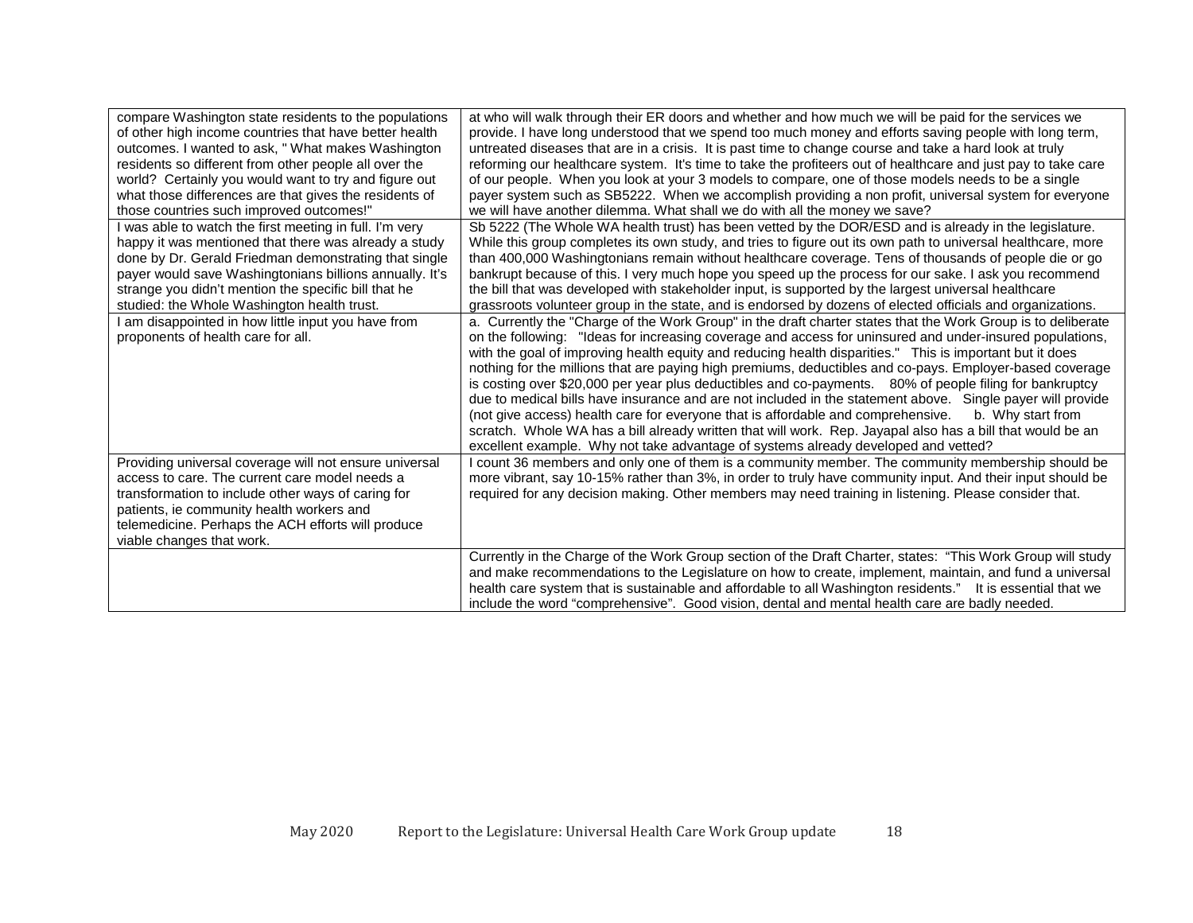| | |
|---|---|
| compare Washington state residents to the populations of other high income countries that have better health outcomes. I wanted to ask, " What makes Washington residents so different from other people all over the world? Certainly you would want to try and figure out what those differences are that gives the residents of those countries such improved outcomes!" | at who will walk through their ER doors and whether and how much we will be paid for the services we provide. I have long understood that we spend too much money and efforts saving people with long term, untreated diseases that are in a crisis. It is past time to change course and take a hard look at truly reforming our healthcare system. It's time to take the profiteers out of healthcare and just pay to take care of our people. When you look at your 3 models to compare, one of those models needs to be a single payer system such as SB5222. When we accomplish providing a non profit, universal system for everyone we will have another dilemma. What shall we do with all the money we save? |
| I was able to watch the first meeting in full. I'm very happy it was mentioned that there was already a study done by Dr. Gerald Friedman demonstrating that single payer would save Washingtonians billions annually. It's strange you didn't mention the specific bill that he studied: the Whole Washington health trust. | Sb 5222 (The Whole WA health trust) has been vetted by the DOR/ESD and is already in the legislature. While this group completes its own study, and tries to figure out its own path to universal healthcare, more than 400,000 Washingtonians remain without healthcare coverage. Tens of thousands of people die or go bankrupt because of this. I very much hope you speed up the process for our sake. I ask you recommend the bill that was developed with stakeholder input, is supported by the largest universal healthcare grassroots volunteer group in the state, and is endorsed by dozens of elected officials and organizations. |
| I am disappointed in how little input you have from proponents of health care for all. | a. Currently the "Charge of the Work Group" in the draft charter states that the Work Group is to deliberate on the following: "Ideas for increasing coverage and access for uninsured and under-insured populations, with the goal of improving health equity and reducing health disparities." This is important but it does nothing for the millions that are paying high premiums, deductibles and co-pays. Employer-based coverage is costing over $20,000 per year plus deductibles and co-payments. 80% of people filing for bankruptcy due to medical bills have insurance and are not included in the statement above. Single payer will provide (not give access) health care for everyone that is affordable and comprehensive. b. Why start from scratch. Whole WA has a bill already written that will work. Rep. Jayapal also has a bill that would be an excellent example. Why not take advantage of systems already developed and vetted? |
| Providing universal coverage will not ensure universal access to care. The current care model needs a transformation to include other ways of caring for patients, ie community health workers and telemedicine. Perhaps the ACH efforts will produce viable changes that work. | I count 36 members and only one of them is a community member. The community membership should be more vibrant, say 10-15% rather than 3%, in order to truly have community input. And their input should be required for any decision making. Other members may need training in listening. Please consider that. |
| | Currently in the Charge of the Work Group section of the Draft Charter, states: "This Work Group will study and make recommendations to the Legislature on how to create, implement, maintain, and fund a universal health care system that is sustainable and affordable to all Washington residents." It is essential that we include the word "comprehensive". Good vision, dental and mental health care are badly needed. |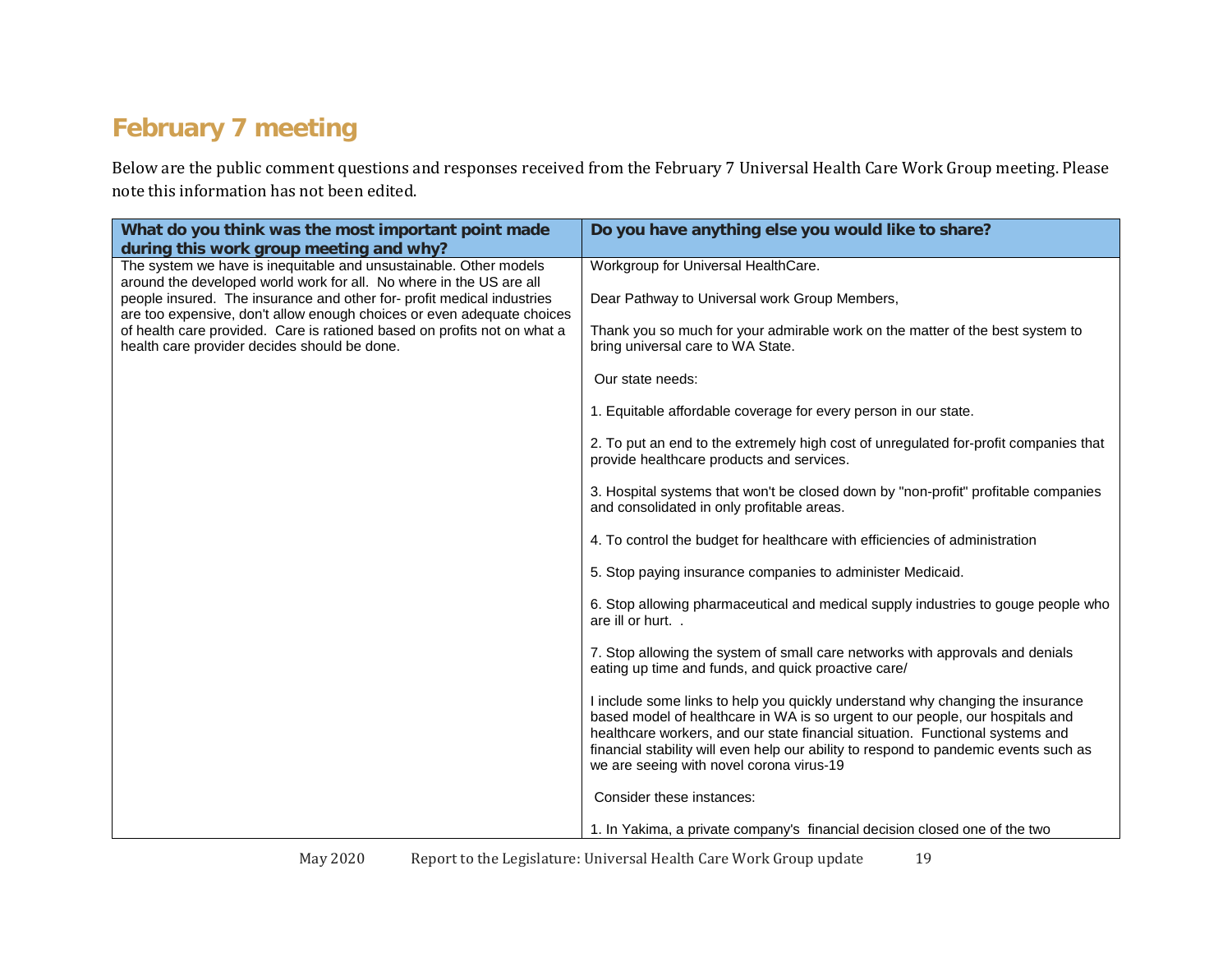## February 7 meeting

Below are the public comment questions and responses received from the February 7 Universal Health Care Work Group meeting. Please note this information has not been edited.

| What do you think was the most important point made during this work group meeting and why? | Do you have anything else you would like to share? |
|---|---|
| The system we have is inequitable and unsustainable. Other models around the developed world work for all. No where in the US are all people insured. The insurance and other for- profit medical industries are too expensive, don't allow enough choices or even adequate choices of health care provided. Care is rationed based on profits not on what a health care provider decides should be done. | Workgroup for Universal HealthCare.<br><br>Dear Pathway to Universal work Group Members,<br><br>Thank you so much for your admirable work on the matter of the best system to bring universal care to WA State.<br><br>Our state needs:<br><br>1. Equitable affordable coverage for every person in our state.<br><br>2. To put an end to the extremely high cost of unregulated for-profit companies that provide healthcare products and services.<br><br>3. Hospital systems that won't be closed down by "non-profit" profitable companies and consolidated in only profitable areas.<br><br>4. To control the budget for healthcare with efficiencies of administration<br><br>5. Stop paying insurance companies to administer Medicaid.<br><br>6. Stop allowing pharmaceutical and medical supply industries to gouge people who are ill or hurt. .<br><br>7. Stop allowing the system of small care networks with approvals and denials eating up time and funds, and quick proactive care/<br><br>I include some links to help you quickly understand why changing the insurance based model of healthcare in WA is so urgent to our people, our hospitals and healthcare workers, and our state financial situation. Functional systems and financial stability will even help our ability to respond to pandemic events such as we are seeing with novel corona virus-19<br><br>Consider these instances:<br><br>1. In Yakima, a private company's financial decision closed one of the two |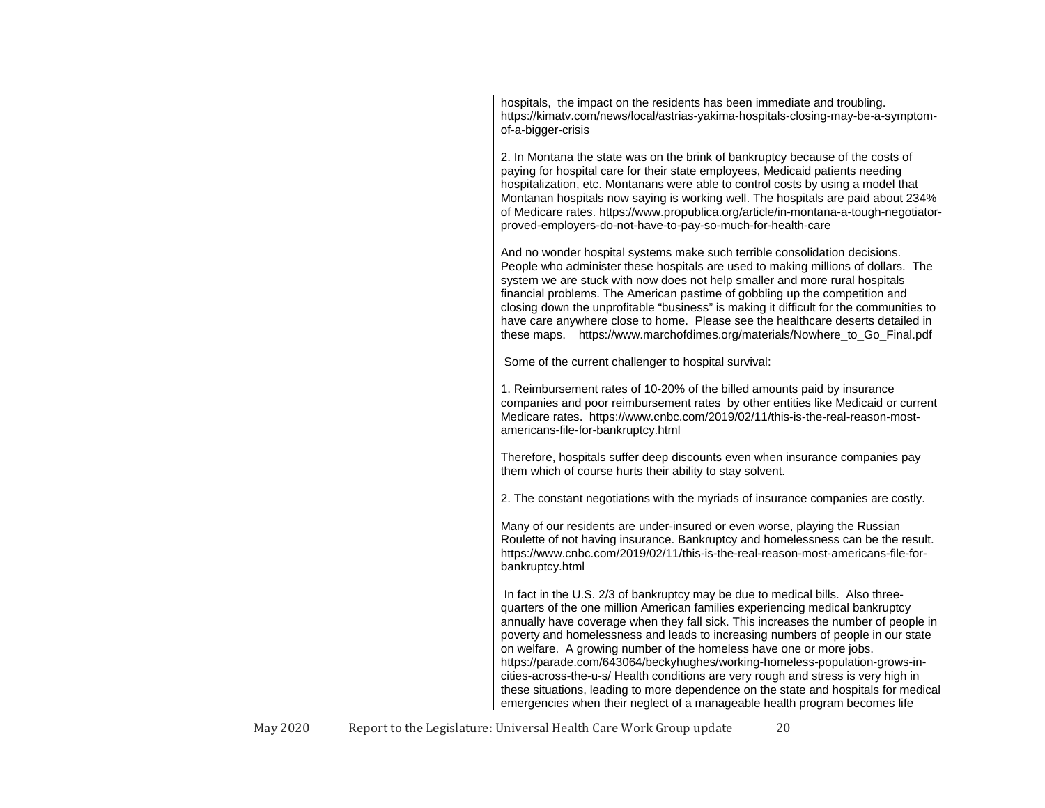| | |
|---|---|
| | hospitals, the impact on the residents has been immediate and troubling. https://kimatv.com/news/local/astrias-yakima-hospitals-closing-may-be-a-symptom-of-a-bigger-crisis<br><br>2. In Montana the state was on the brink of bankruptcy because of the costs of paying for hospital care for their state employees, Medicaid patients needing hospitalization, etc. Montanans were able to control costs by using a model that Montanan hospitals now saying is working well. The hospitals are paid about 234% of Medicare rates. https://www.propublica.org/article/in-montana-a-tough-negotiator-proved-employers-do-not-have-to-pay-so-much-for-health-care<br><br>And no wonder hospital systems make such terrible consolidation decisions. People who administer these hospitals are used to making millions of dollars. The system we are stuck with now does not help smaller and more rural hospitals financial problems. The American pastime of gobbling up the competition and closing down the unprofitable "business" is making it difficult for the communities to have care anywhere close to home. Please see the healthcare deserts detailed in these maps. https://www.marchofdimes.org/materials/Nowhere_to_Go_Final.pdf<br><br>Some of the current challenger to hospital survival:<br><br>1. Reimbursement rates of 10-20% of the billed amounts paid by insurance companies and poor reimbursement rates by other entities like Medicaid or current Medicare rates. https://www.cnbc.com/2019/02/11/this-is-the-real-reason-most-americans-file-for-bankruptcy.html<br><br>Therefore, hospitals suffer deep discounts even when insurance companies pay them which of course hurts their ability to stay solvent.<br><br>2. The constant negotiations with the myriads of insurance companies are costly.<br><br>Many of our residents are under-insured or even worse, playing the Russian Roulette of not having insurance. Bankruptcy and homelessness can be the result. https://www.cnbc.com/2019/02/11/this-is-the-real-reason-most-americans-file-for-bankruptcy.html<br><br>In fact in the U.S. 2/3 of bankruptcy may be due to medical bills. Also three-quarters of the one million American families experiencing medical bankruptcy annually have coverage when they fall sick. This increases the number of people in poverty and homelessness and leads to increasing numbers of people in our state on welfare. A growing number of the homeless have one or more jobs. https://parade.com/643064/beckyhughes/working-homeless-population-grows-in-cities-across-the-u-s/ Health conditions are very rough and stress is very high in these situations, leading to more dependence on the state and hospitals for medical emergencies when their neglect of a manageable health program becomes life |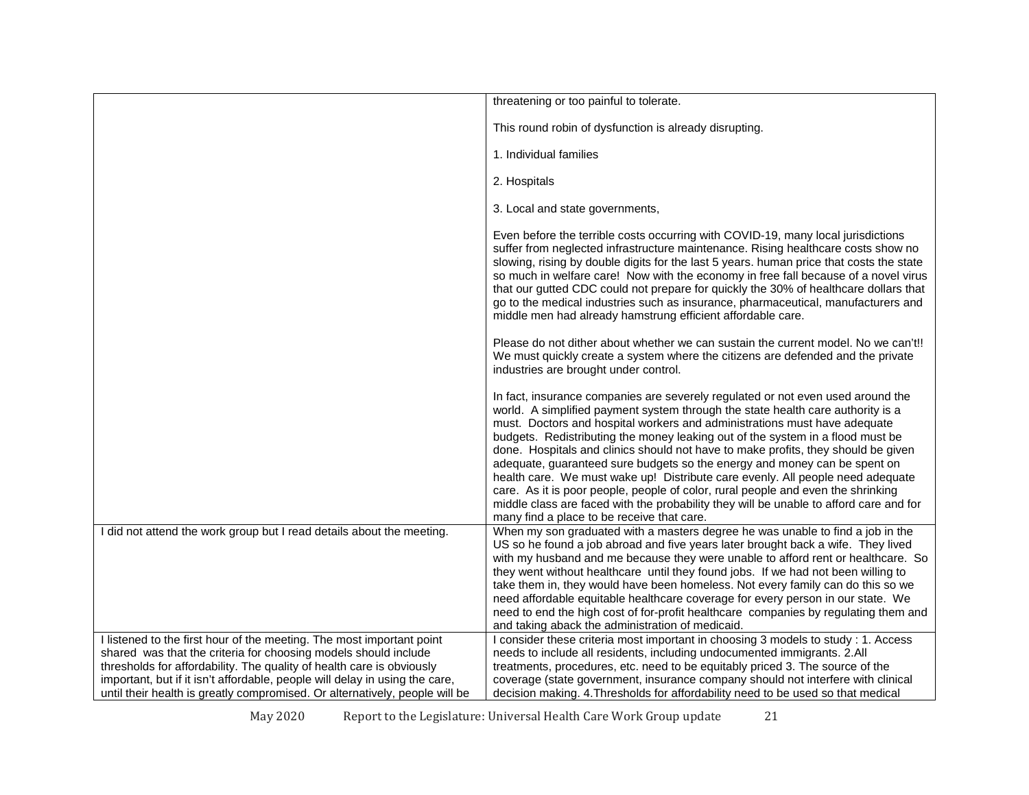| | |
|---|---|
| | threatening or too painful to tolerate.<br><br>This round robin of dysfunction is already disrupting.<br><br>1. Individual families<br><br>2. Hospitals<br><br>3. Local and state governments,<br><br>Even before the terrible costs occurring with COVID-19, many local jurisdictions suffer from neglected infrastructure maintenance. Rising healthcare costs show no slowing, rising by double digits for the last 5 years. human price that costs the state so much in welfare care! Now with the economy in free fall because of a novel virus that our gutted CDC could not prepare for quickly the 30% of healthcare dollars that go to the medical industries such as insurance, pharmaceutical, manufacturers and middle men had already hamstrung efficient affordable care.<br><br>Please do not dither about whether we can sustain the current model. No we can't!! We must quickly create a system where the citizens are defended and the private industries are brought under control.<br><br>In fact, insurance companies are severely regulated or not even used around the world. A simplified payment system through the state health care authority is a must. Doctors and hospital workers and administrations must have adequate budgets. Redistributing the money leaking out of the system in a flood must be done. Hospitals and clinics should not have to make profits, they should be given adequate, guaranteed sure budgets so the energy and money can be spent on health care. We must wake up! Distribute care evenly. All people need adequate care. As it is poor people, people of color, rural people and even the shrinking middle class are faced with the probability they will be unable to afford care and for many find a place to be receive that care. |
| I did not attend the work group but I read details about the meeting. | When my son graduated with a masters degree he was unable to find a job in the US so he found a job abroad and five years later brought back a wife. They lived with my husband and me because they were unable to afford rent or healthcare. So they went without healthcare until they found jobs. If we had not been willing to take them in, they would have been homeless. Not every family can do this so we need affordable equitable healthcare coverage for every person in our state. We need to end the high cost of for-profit healthcare companies by regulating them and and taking aback the administration of medicaid. |
| I listened to the first hour of the meeting. The most important point shared was that the criteria for choosing models should include thresholds for affordability. The quality of health care is obviously important, but if it isn't affordable, people will delay in using the care, until their health is greatly compromised. Or alternatively, people will be | I consider these criteria most important in choosing 3 models to study : 1. Access needs to include all residents, including undocumented immigrants. 2.All treatments, procedures, etc. need to be equitably priced 3. The source of the coverage (state government, insurance company should not interfere with clinical decision making. 4.Thresholds for affordability need to be used so that medical |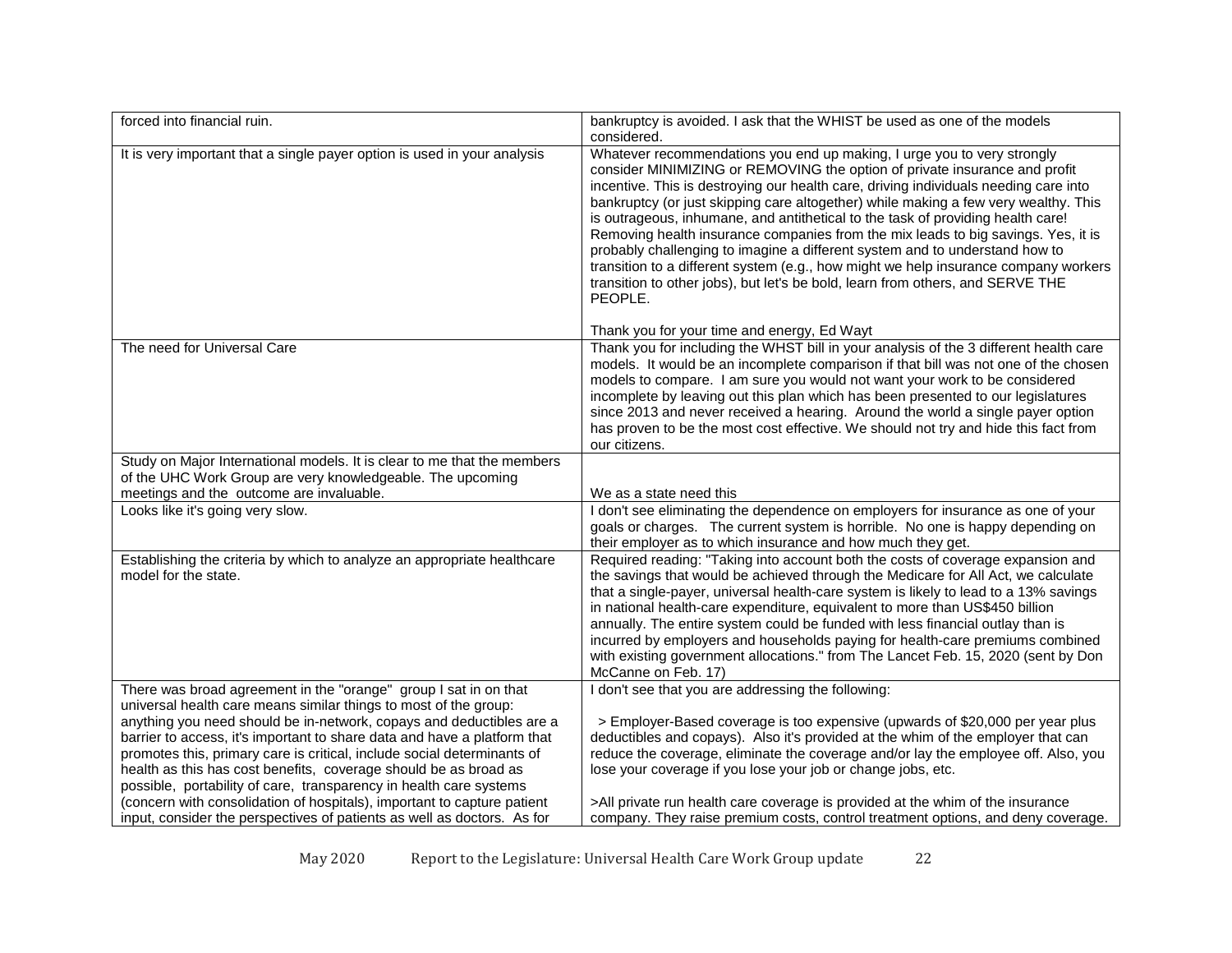| | |
|---|---|
| forced into financial ruin. | bankruptcy is avoided. I ask that the WHIST be used as one of the models considered. |
| It is very important that a single payer option is used in your analysis | Whatever recommendations you end up making, I urge you to very strongly consider MINIMIZING or REMOVING the option of private insurance and profit incentive. This is destroying our health care, driving individuals needing care into bankruptcy (or just skipping care altogether) while making a few very wealthy. This is outrageous, inhumane, and antithetical to the task of providing health care! Removing health insurance companies from the mix leads to big savings. Yes, it is probably challenging to imagine a different system and to understand how to transition to a different system (e.g., how might we help insurance company workers transition to other jobs), but let's be bold, learn from others, and SERVE THE PEOPLE.<br><br>Thank you for your time and energy, Ed Wayt |
| The need for Universal Care | Thank you for including the WHST bill in your analysis of the 3 different health care models. It would be an incomplete comparison if that bill was not one of the chosen models to compare. I am sure you would not want your work to be considered incomplete by leaving out this plan which has been presented to our legislatures since 2013 and never received a hearing. Around the world a single payer option has proven to be the most cost effective. We should not try and hide this fact from our citizens. |
| Study on Major International models. It is clear to me that the members of the UHC Work Group are very knowledgeable. The upcoming meetings and the outcome are invaluable. | We as a state need this |
| Looks like it's going very slow. | I don't see eliminating the dependence on employers for insurance as one of your goals or charges. The current system is horrible. No one is happy depending on their employer as to which insurance and how much they get. |
| Establishing the criteria by which to analyze an appropriate healthcare model for the state. | Required reading: "Taking into account both the costs of coverage expansion and the savings that would be achieved through the Medicare for All Act, we calculate that a single-payer, universal health-care system is likely to lead to a 13% savings in national health-care expenditure, equivalent to more than US$450 billion annually. The entire system could be funded with less financial outlay than is incurred by employers and households paying for health-care premiums combined with existing government allocations." from The Lancet Feb. 15, 2020 (sent by Don McCanne on Feb. 17) |
| There was broad agreement in the "orange" group I sat in on that universal health care means similar things to most of the group: anything you need should be in-network, copays and deductibles are a barrier to access, it's important to share data and have a platform that promotes this, primary care is critical, include social determinants of health as this has cost benefits, coverage should be as broad as possible, portability of care, transparency in health care systems (concern with consolidation of hospitals), important to capture patient input, consider the perspectives of patients as well as doctors. As for | I don't see that you are addressing the following:<br><br>> Employer-Based coverage is too expensive (upwards of $20,000 per year plus deductibles and copays). Also it's provided at the whim of the employer that can reduce the coverage, eliminate the coverage and/or lay the employee off. Also, you lose your coverage if you lose your job or change jobs, etc.<br><br>>All private run health care coverage is provided at the whim of the insurance company. They raise premium costs, control treatment options, and deny coverage. |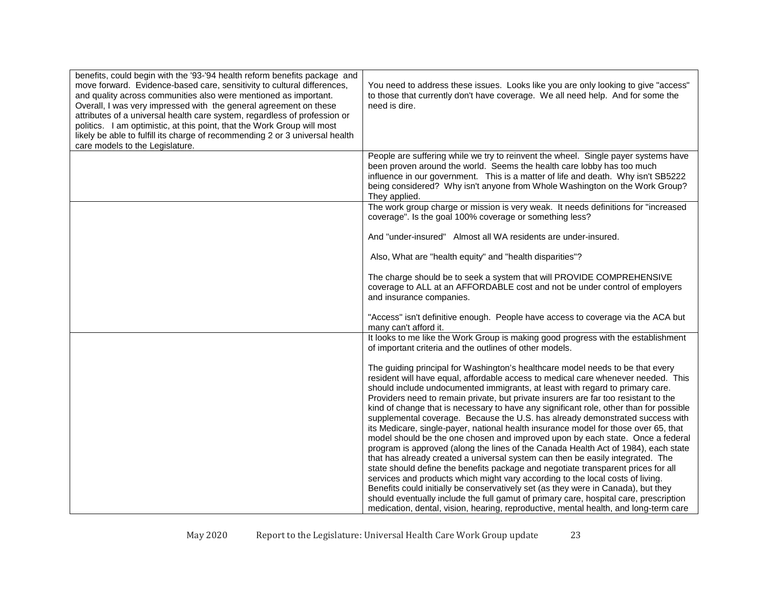| | |
|---|---|
| benefits, could begin with the '93-'94 health reform benefits package and move forward. Evidence-based care, sensitivity to cultural differences, and quality across communities also were mentioned as important. Overall, I was very impressed with the general agreement on these attributes of a universal health care system, regardless of profession or politics. I am optimistic, at this point, that the Work Group will most likely be able to fulfill its charge of recommending 2 or 3 universal health care models to the Legislature. | You need to address these issues. Looks like you are only looking to give "access" to those that currently don't have coverage. We all need help. And for some the need is dire. |
| | People are suffering while we try to reinvent the wheel. Single payer systems have been proven around the world. Seems the health care lobby has too much influence in our government. This is a matter of life and death. Why isn't SB5222 being considered? Why isn't anyone from Whole Washington on the Work Group? They applied. |
| | The work group charge or mission is very weak. It needs definitions for "increased coverage". Is the goal 100% coverage or something less?<br><br>And "under-insured" Almost all WA residents are under-insured.<br><br>Also, What are "health equity" and "health disparities"?<br><br>The charge should be to seek a system that will PROVIDE COMPREHENSIVE coverage to ALL at an AFFORDABLE cost and not be under control of employers and insurance companies.<br><br>"Access" isn't definitive enough. People have access to coverage via the ACA but many can't afford it. |
| | It looks to me like the Work Group is making good progress with the establishment of important criteria and the outlines of other models.<br><br>The guiding principal for Washington's healthcare model needs to be that every resident will have equal, affordable access to medical care whenever needed. This should include undocumented immigrants, at least with regard to primary care. Providers need to remain private, but private insurers are far too resistant to the kind of change that is necessary to have any significant role, other than for possible supplemental coverage. Because the U.S. has already demonstrated success with its Medicare, single-payer, national health insurance model for those over 65, that model should be the one chosen and improved upon by each state. Once a federal program is approved (along the lines of the Canada Health Act of 1984), each state that has already created a universal system can then be easily integrated. The state should define the benefits package and negotiate transparent prices for all services and products which might vary according to the local costs of living. Benefits could initially be conservatively set (as they were in Canada), but they should eventually include the full gamut of primary care, hospital care, prescription medication, dental, vision, hearing, reproductive, mental health, and long-term care |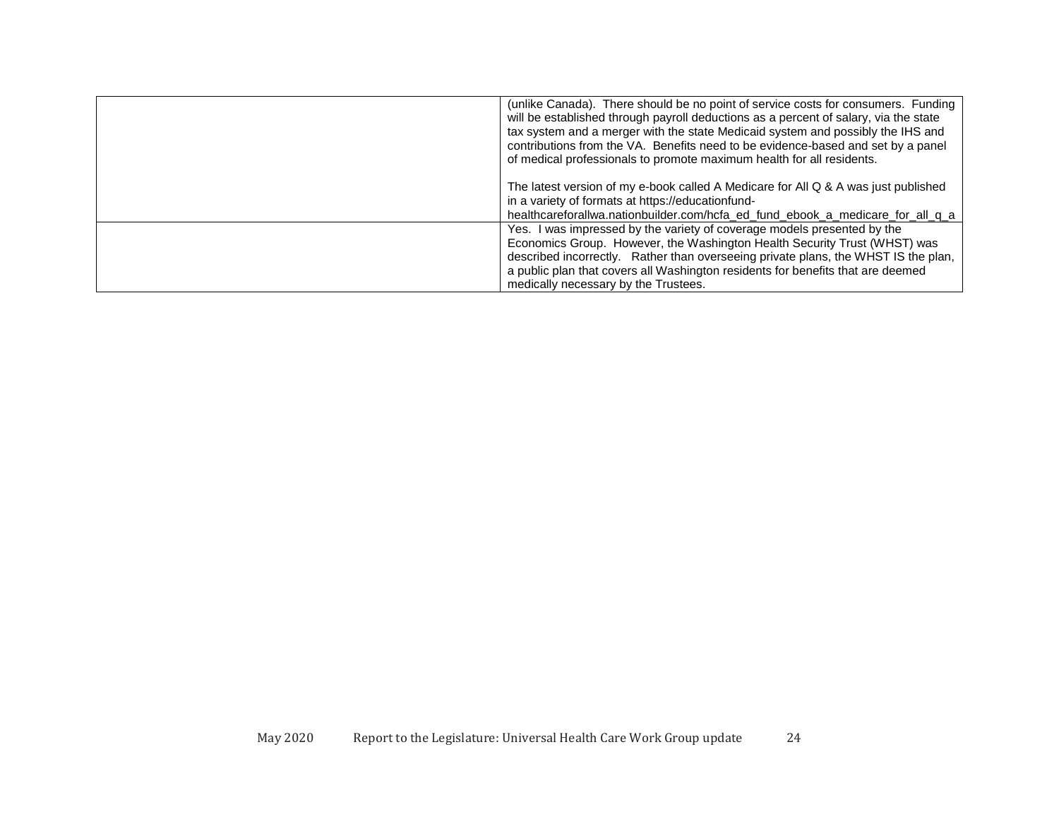|   |   |
|---|---|
|   | (unlike Canada). There should be no point of service costs for consumers. Funding will be established through payroll deductions as a percent of salary, via the state tax system and a merger with the state Medicaid system and possibly the IHS and contributions from the VA. Benefits need to be evidence-based and set by a panel of medical professionals to promote maximum health for all residents.<br><br>The latest version of my e-book called A Medicare for All Q & A was just published in a variety of formats at https://educationfund-healthcareforallwa.nationbuilder.com/hcfa_ed_fund_ebook_a_medicare_for_all_q_a |
|   | Yes. I was impressed by the variety of coverage models presented by the Economics Group. However, the Washington Health Security Trust (WHST) was described incorrectly. Rather than overseeing private plans, the WHST IS the plan, a public plan that covers all Washington residents for benefits that are deemed medically necessary by the Trustees. |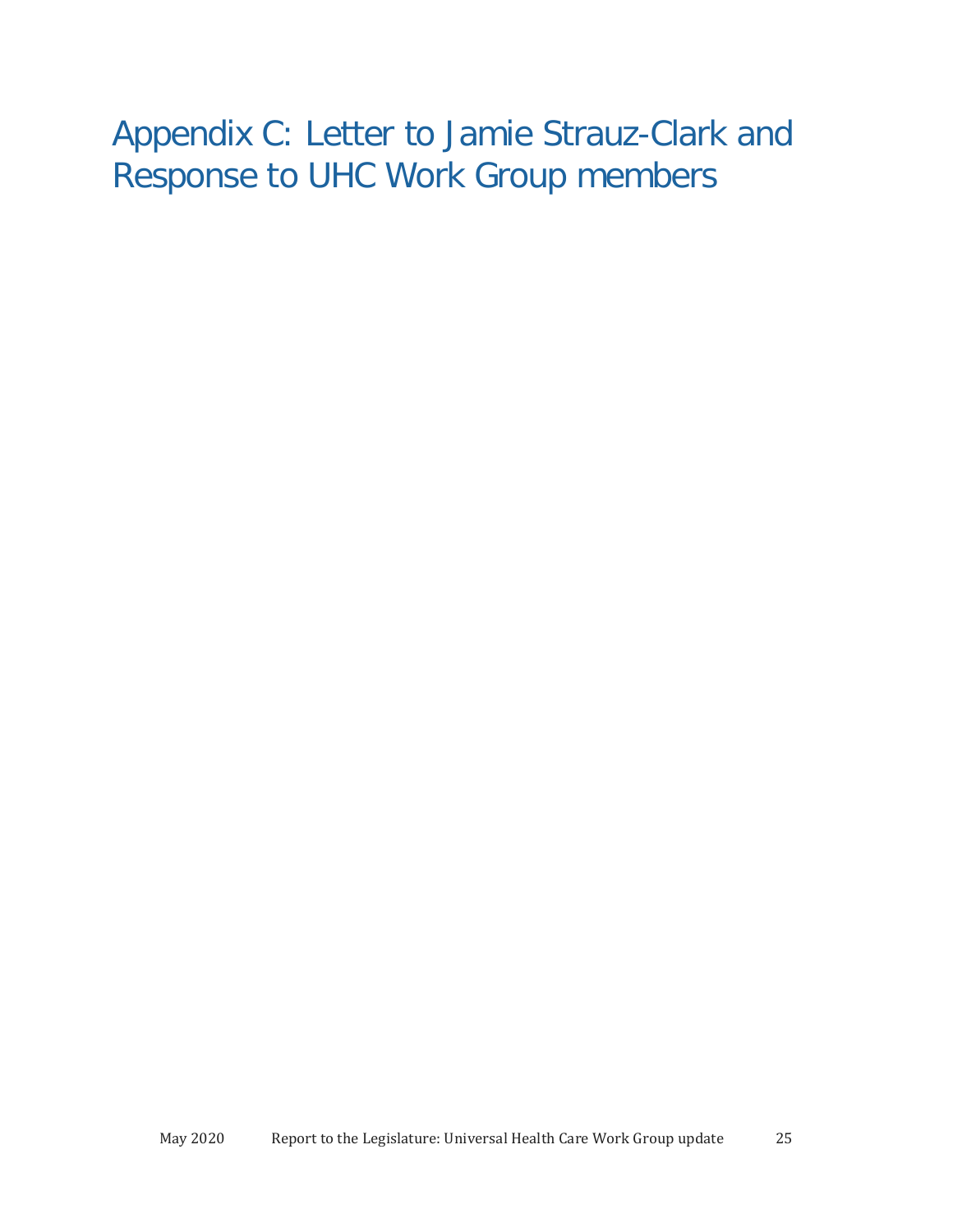# Appendix C: Letter to Jamie Strauz-Clark and Response to UHC Work Group members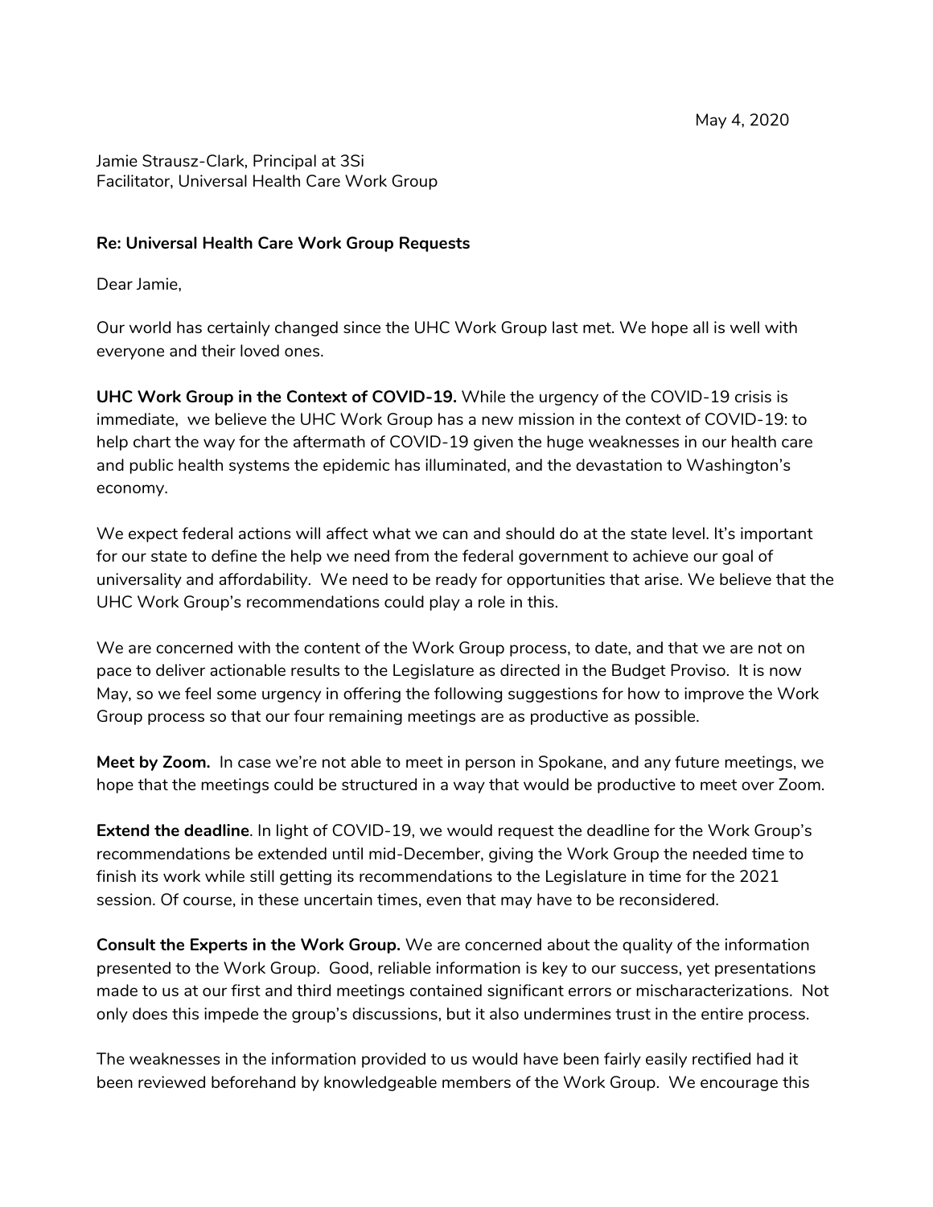May 4, 2020

Jamie Strausz-Clark, Principal at 3Si
Facilitator, Universal Health Care Work Group

**Re: Universal Health Care Work Group Requests**

Dear Jamie,

Our world has certainly changed since the UHC Work Group last met. We hope all is well with everyone and their loved ones.

**UHC Work Group in the Context of COVID-19.** While the urgency of the COVID-19 crisis is immediate, we believe the UHC Work Group has a new mission in the context of COVID-19: to help chart the way for the aftermath of COVID-19 given the huge weaknesses in our health care and public health systems the epidemic has illuminated, and the devastation to Washington's economy.

We expect federal actions will affect what we can and should do at the state level. It's important for our state to define the help we need from the federal government to achieve our goal of universality and affordability. We need to be ready for opportunities that arise. We believe that the UHC Work Group's recommendations could play a role in this.

We are concerned with the content of the Work Group process, to date, and that we are not on pace to deliver actionable results to the Legislature as directed in the Budget Proviso. It is now May, so we feel some urgency in offering the following suggestions for how to improve the Work Group process so that our four remaining meetings are as productive as possible.

**Meet by Zoom.** In case we're not able to meet in person in Spokane, and any future meetings, we hope that the meetings could be structured in a way that would be productive to meet over Zoom.

**Extend the deadline**. In light of COVID-19, we would request the deadline for the Work Group's recommendations be extended until mid-December, giving the Work Group the needed time to finish its work while still getting its recommendations to the Legislature in time for the 2021 session. Of course, in these uncertain times, even that may have to be reconsidered.

**Consult the Experts in the Work Group.** We are concerned about the quality of the information presented to the Work Group. Good, reliable information is key to our success, yet presentations made to us at our first and third meetings contained significant errors or mischaracterizations. Not only does this impede the group's discussions, but it also undermines trust in the entire process.

The weaknesses in the information provided to us would have been fairly easily rectified had it been reviewed beforehand by knowledgeable members of the Work Group. We encourage this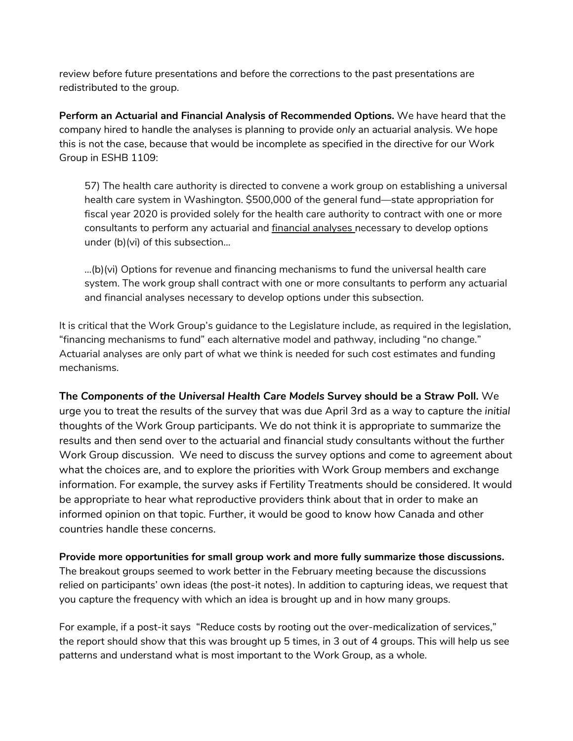review before future presentations and before the corrections to the past presentations are redistributed to the group.

**Perform an Actuarial and Financial Analysis of Recommended Options.** We have heard that the company hired to handle the analyses is planning to provide *only* an actuarial analysis. We hope this is not the case, because that would be incomplete as specified in the directive for our Work Group in ESHB 1109:

> 57) The health care authority is directed to convene a work group on establishing a universal health care system in Washington. $500,000 of the general fund—state appropriation for fiscal year 2020 is provided solely for the health care authority to contract with one or more consultants to perform any actuarial and <u>financial analyses</u> necessary to develop options under (b)(vi) of this subsection...
>
> ...(b)(vi) Options for revenue and financing mechanisms to fund the universal health care system. The work group shall contract with one or more consultants to perform any actuarial and financial analyses necessary to develop options under this subsection.

It is critical that the Work Group's guidance to the Legislature include, as required in the legislation, "financing mechanisms to fund" each alternative model and pathway, including "no change." Actuarial analyses are only part of what we think is needed for such cost estimates and funding mechanisms.

**The *Components of the Universal Health Care Models* Survey should be a Straw Poll.** We urge you to treat the results of the survey that was due April 3rd as a way to capture *the initial* thoughts of the Work Group participants. We do not think it is appropriate to summarize the results and then send over to the actuarial and financial study consultants without the further Work Group discussion. We need to discuss the survey options and come to agreement about what the choices are, and to explore the priorities with Work Group members and exchange information. For example, the survey asks if Fertility Treatments should be considered. It would be appropriate to hear what reproductive providers think about that in order to make an informed opinion on that topic. Further, it would be good to know how Canada and other countries handle these concerns.

**Provide more opportunities for small group work and more fully summarize those discussions.** The breakout groups seemed to work better in the February meeting because the discussions relied on participants' own ideas (the post-it notes). In addition to capturing ideas, we request that you capture the frequency with which an idea is brought up and in how many groups.

For example, if a post-it says "Reduce costs by rooting out the over-medicalization of services," the report should show that this was brought up 5 times, in 3 out of 4 groups. This will help us see patterns and understand what is most important to the Work Group, as a whole.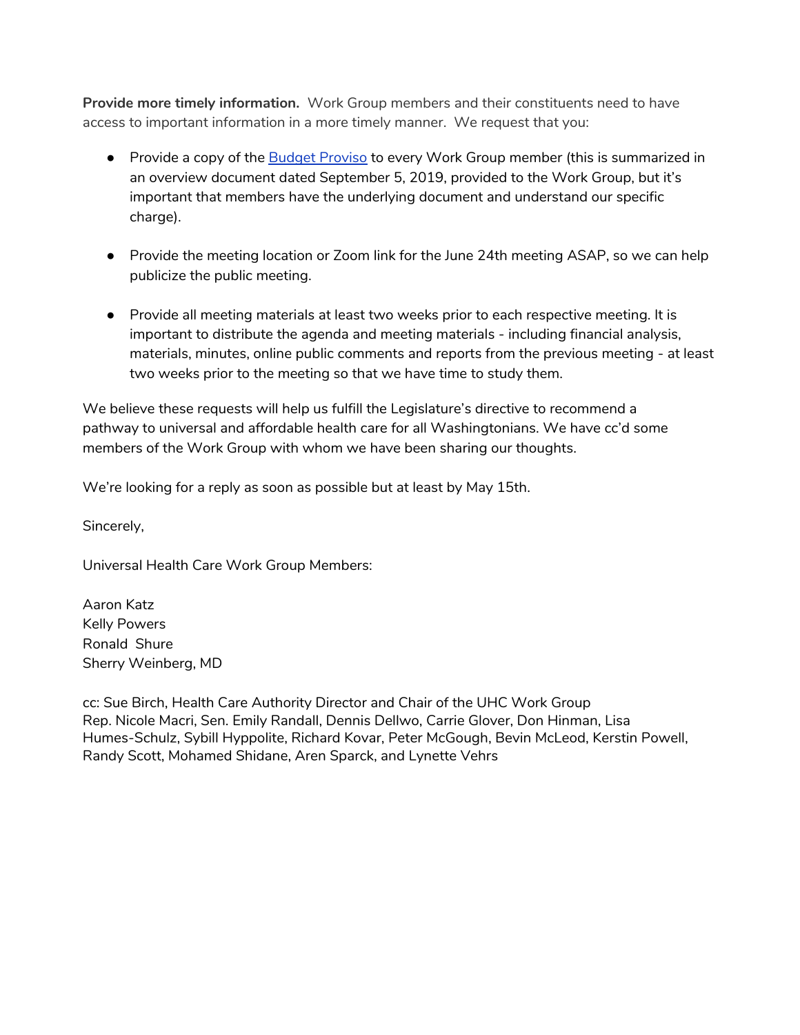**Provide more timely information.** Work Group members and their constituents need to have access to important information in a more timely manner. We request that you:

- Provide a copy of the Budget Proviso to every Work Group member (this is summarized in an overview document dated September 5, 2019, provided to the Work Group, but it's important that members have the underlying document and understand our specific charge).

- Provide the meeting location or Zoom link for the June 24th meeting ASAP, so we can help publicize the public meeting.

- Provide all meeting materials at least two weeks prior to each respective meeting. It is important to distribute the agenda and meeting materials - including financial analysis, materials, minutes, online public comments and reports from the previous meeting - at least two weeks prior to the meeting so that we have time to study them.

We believe these requests will help us fulfill the Legislature's directive to recommend a pathway to universal and affordable health care for all Washingtonians. We have cc'd some members of the Work Group with whom we have been sharing our thoughts.

We're looking for a reply as soon as possible but at least by May 15th.

Sincerely,

Universal Health Care Work Group Members:

Aaron Katz
Kelly Powers
Ronald Shure
Sherry Weinberg, MD

cc: Sue Birch, Health Care Authority Director and Chair of the UHC Work Group
Rep. Nicole Macri, Sen. Emily Randall, Dennis Dellwo, Carrie Glover, Don Hinman, Lisa Humes-Schulz, Sybill Hyppolite, Richard Kovar, Peter McGough, Bevin McLeod, Kerstin Powell, Randy Scott, Mohamed Shidane, Aren Sparck, and Lynette Vehrs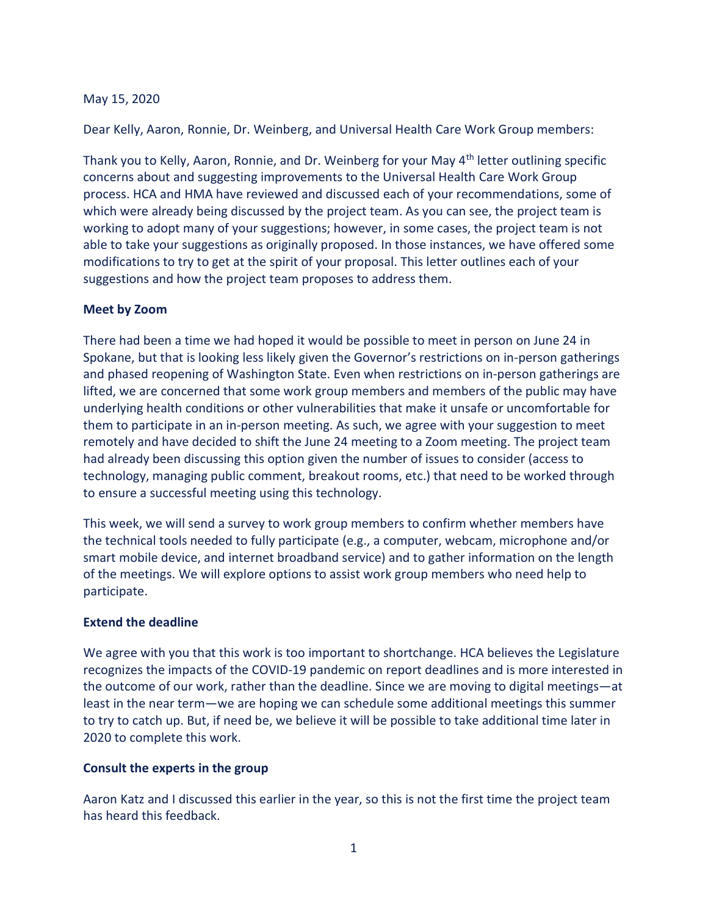May 15, 2020

Dear Kelly, Aaron, Ronnie, Dr. Weinberg, and Universal Health Care Work Group members:

Thank you to Kelly, Aaron, Ronnie, and Dr. Weinberg for your May 4th letter outlining specific concerns about and suggesting improvements to the Universal Health Care Work Group process. HCA and HMA have reviewed and discussed each of your recommendations, some of which were already being discussed by the project team. As you can see, the project team is working to adopt many of your suggestions; however, in some cases, the project team is not able to take your suggestions as originally proposed. In those instances, we have offered some modifications to try to get at the spirit of your proposal. This letter outlines each of your suggestions and how the project team proposes to address them.

**Meet by Zoom**

There had been a time we had hoped it would be possible to meet in person on June 24 in Spokane, but that is looking less likely given the Governor's restrictions on in-person gatherings and phased reopening of Washington State. Even when restrictions on in-person gatherings are lifted, we are concerned that some work group members and members of the public may have underlying health conditions or other vulnerabilities that make it unsafe or uncomfortable for them to participate in an in-person meeting. As such, we agree with your suggestion to meet remotely and have decided to shift the June 24 meeting to a Zoom meeting. The project team had already been discussing this option given the number of issues to consider (access to technology, managing public comment, breakout rooms, etc.) that need to be worked through to ensure a successful meeting using this technology.

This week, we will send a survey to work group members to confirm whether members have the technical tools needed to fully participate (e.g., a computer, webcam, microphone and/or smart mobile device, and internet broadband service) and to gather information on the length of the meetings. We will explore options to assist work group members who need help to participate.

**Extend the deadline**

We agree with you that this work is too important to shortchange. HCA believes the Legislature recognizes the impacts of the COVID-19 pandemic on report deadlines and is more interested in the outcome of our work, rather than the deadline. Since we are moving to digital meetings—at least in the near term—we are hoping we can schedule some additional meetings this summer to try to catch up. But, if need be, we believe it will be possible to take additional time later in 2020 to complete this work.

**Consult the experts in the group**

Aaron Katz and I discussed this earlier in the year, so this is not the first time the project team has heard this feedback.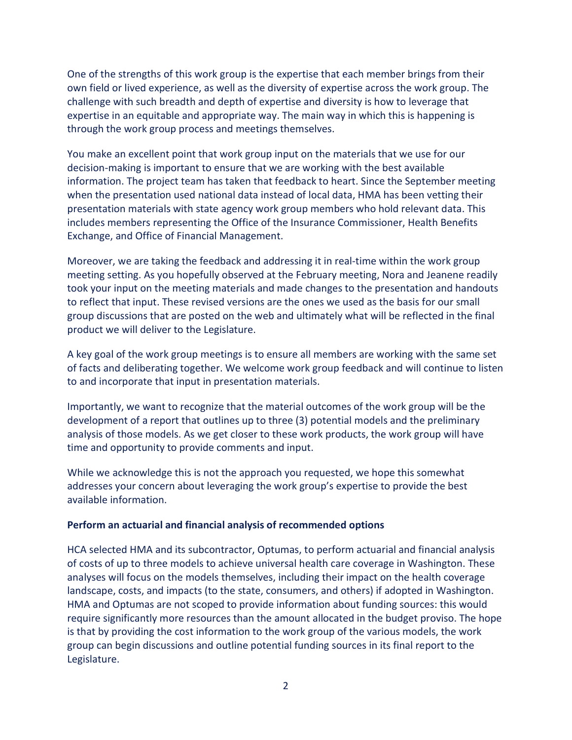One of the strengths of this work group is the expertise that each member brings from their own field or lived experience, as well as the diversity of expertise across the work group. The challenge with such breadth and depth of expertise and diversity is how to leverage that expertise in an equitable and appropriate way. The main way in which this is happening is through the work group process and meetings themselves.

You make an excellent point that work group input on the materials that we use for our decision-making is important to ensure that we are working with the best available information. The project team has taken that feedback to heart. Since the September meeting when the presentation used national data instead of local data, HMA has been vetting their presentation materials with state agency work group members who hold relevant data. This includes members representing the Office of the Insurance Commissioner, Health Benefits Exchange, and Office of Financial Management.

Moreover, we are taking the feedback and addressing it in real-time within the work group meeting setting. As you hopefully observed at the February meeting, Nora and Jeanene readily took your input on the meeting materials and made changes to the presentation and handouts to reflect that input. These revised versions are the ones we used as the basis for our small group discussions that are posted on the web and ultimately what will be reflected in the final product we will deliver to the Legislature.

A key goal of the work group meetings is to ensure all members are working with the same set of facts and deliberating together. We welcome work group feedback and will continue to listen to and incorporate that input in presentation materials.

Importantly, we want to recognize that the material outcomes of the work group will be the development of a report that outlines up to three (3) potential models and the preliminary analysis of those models. As we get closer to these work products, the work group will have time and opportunity to provide comments and input.

While we acknowledge this is not the approach you requested, we hope this somewhat addresses your concern about leveraging the work group's expertise to provide the best available information.

**Perform an actuarial and financial analysis of recommended options**

HCA selected HMA and its subcontractor, Optumas, to perform actuarial and financial analysis of costs of up to three models to achieve universal health care coverage in Washington. These analyses will focus on the models themselves, including their impact on the health coverage landscape, costs, and impacts (to the state, consumers, and others) if adopted in Washington. HMA and Optumas are not scoped to provide information about funding sources: this would require significantly more resources than the amount allocated in the budget proviso. The hope is that by providing the cost information to the work group of the various models, the work group can begin discussions and outline potential funding sources in its final report to the Legislature.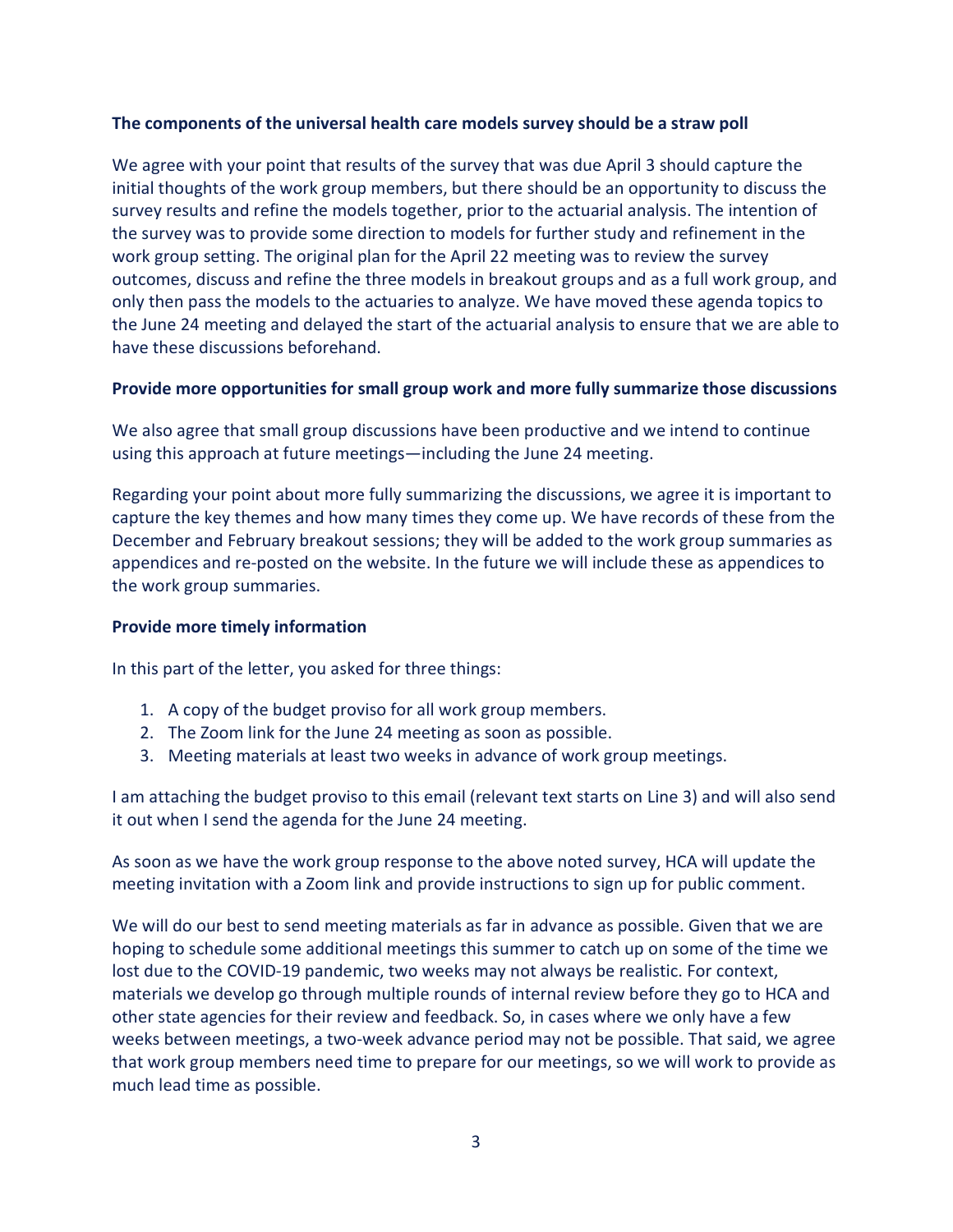**The components of the universal health care models survey should be a straw poll**

We agree with your point that results of the survey that was due April 3 should capture the initial thoughts of the work group members, but there should be an opportunity to discuss the survey results and refine the models together, prior to the actuarial analysis. The intention of the survey was to provide some direction to models for further study and refinement in the work group setting. The original plan for the April 22 meeting was to review the survey outcomes, discuss and refine the three models in breakout groups and as a full work group, and only then pass the models to the actuaries to analyze. We have moved these agenda topics to the June 24 meeting and delayed the start of the actuarial analysis to ensure that we are able to have these discussions beforehand.

**Provide more opportunities for small group work and more fully summarize those discussions**

We also agree that small group discussions have been productive and we intend to continue using this approach at future meetings—including the June 24 meeting.

Regarding your point about more fully summarizing the discussions, we agree it is important to capture the key themes and how many times they come up. We have records of these from the December and February breakout sessions; they will be added to the work group summaries as appendices and re-posted on the website. In the future we will include these as appendices to the work group summaries.

**Provide more timely information**

In this part of the letter, you asked for three things:

1. A copy of the budget proviso for all work group members.
2. The Zoom link for the June 24 meeting as soon as possible.
3. Meeting materials at least two weeks in advance of work group meetings.

I am attaching the budget proviso to this email (relevant text starts on Line 3) and will also send it out when I send the agenda for the June 24 meeting.

As soon as we have the work group response to the above noted survey, HCA will update the meeting invitation with a Zoom link and provide instructions to sign up for public comment.

We will do our best to send meeting materials as far in advance as possible. Given that we are hoping to schedule some additional meetings this summer to catch up on some of the time we lost due to the COVID-19 pandemic, two weeks may not always be realistic. For context, materials we develop go through multiple rounds of internal review before they go to HCA and other state agencies for their review and feedback. So, in cases where we only have a few weeks between meetings, a two-week advance period may not be possible. That said, we agree that work group members need time to prepare for our meetings, so we will work to provide as much lead time as possible.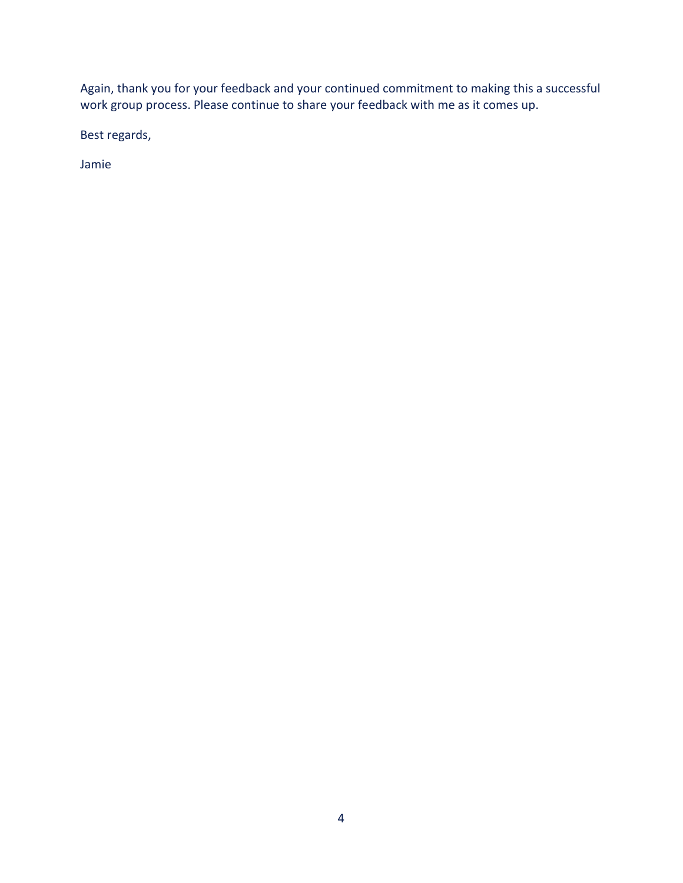Again, thank you for your feedback and your continued commitment to making this a successful work group process. Please continue to share your feedback with me as it comes up.

Best regards,

Jamie